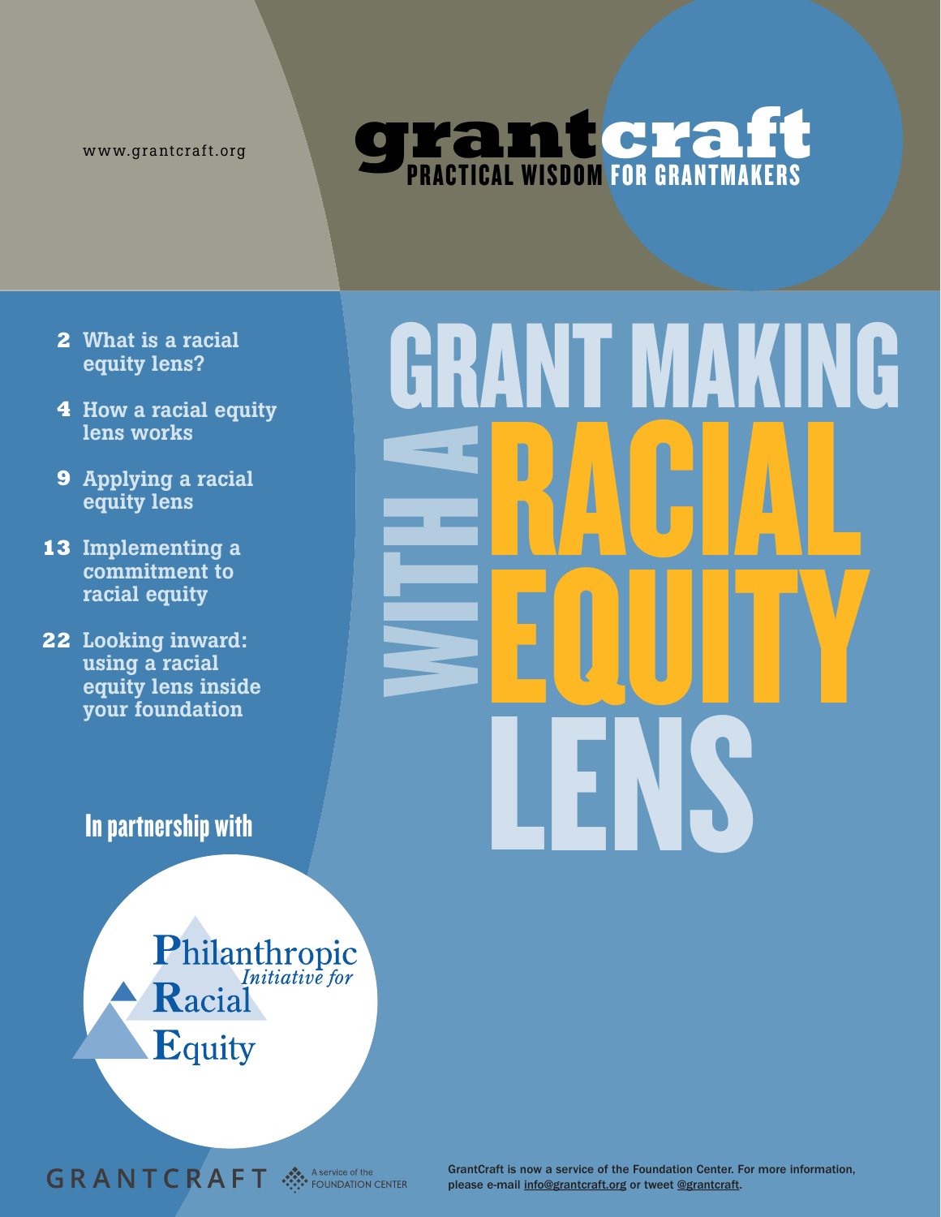www.grantcraft.org

# grantcraft

PRACTICAL WISDOM FOR GRANTMAKERS

# GRANT MAKING WITH A RACIAL EQUITY LENS

- **2** What is a racial equity lens?
- **4** How a racial equity lens works
- **9** Applying a racial equity lens
- **13** Implementing a commitment to racial equity
- **22** Looking inward: using a racial equity lens inside your foundation

**In partnership with**

Philanthropic *Initiative for* Racial Equity

GRANTCRAFT — A service of the FOUNDATION CENTER

GrantCraft is now a service of the Foundation Center. For more information, please e-mail info@grantcraft.org or tweet @grantcraft.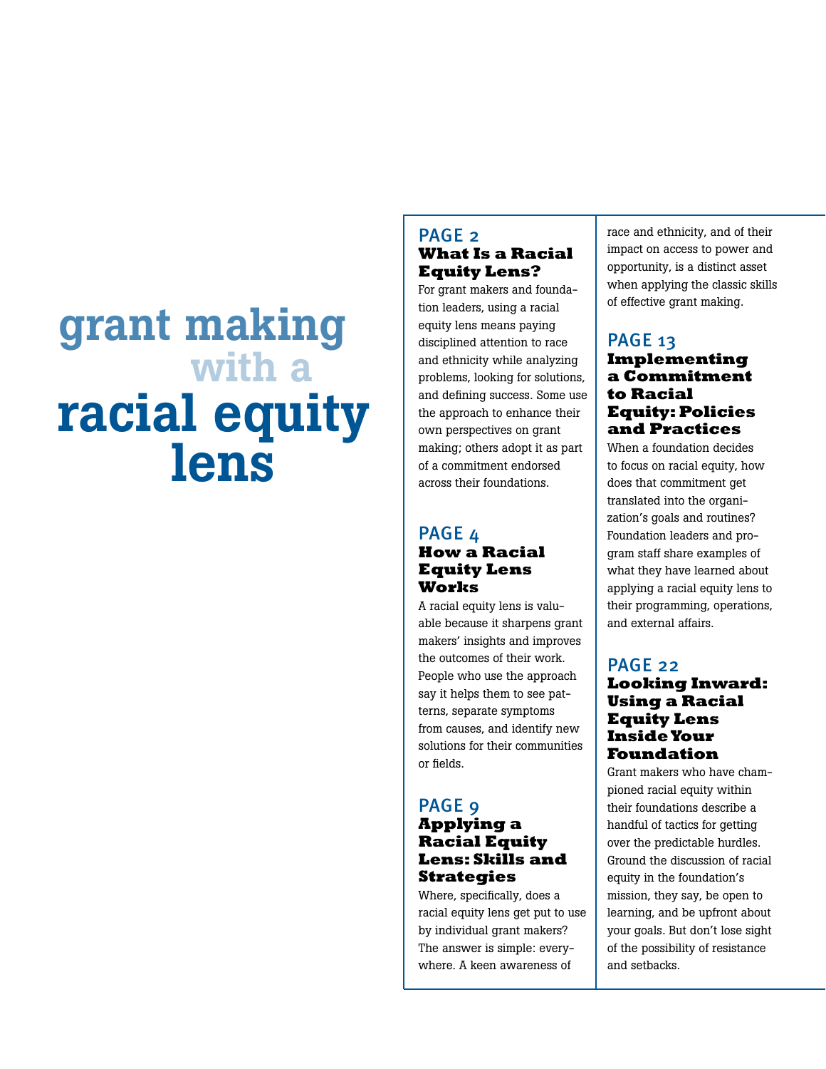# grant making with a racial equity lens

## PAGE 2
### What Is a Racial Equity Lens?

For grant makers and foundation leaders, using a racial equity lens means paying disciplined attention to race and ethnicity while analyzing problems, looking for solutions, and defining success. Some use the approach to enhance their own perspectives on grant making; others adopt it as part of a commitment endorsed across their foundations.

## PAGE 4
### How a Racial Equity Lens Works

A racial equity lens is valuable because it sharpens grant makers' insights and improves the outcomes of their work. People who use the approach say it helps them to see patterns, separate symptoms from causes, and identify new solutions for their communities or fields.

## PAGE 9
### Applying a Racial Equity Lens: Skills and Strategies

Where, specifically, does a racial equity lens get put to use by individual grant makers? The answer is simple: everywhere. A keen awareness of race and ethnicity, and of their impact on access to power and opportunity, is a distinct asset when applying the classic skills of effective grant making.

## PAGE 13
### Implementing a Commitment to Racial Equity: Policies and Practices

When a foundation decides to focus on racial equity, how does that commitment get translated into the organization's goals and routines? Foundation leaders and program staff share examples of what they have learned about applying a racial equity lens to their programming, operations, and external affairs.

## PAGE 22
### Looking Inward: Using a Racial Equity Lens Inside Your Foundation

Grant makers who have championed racial equity within their foundations describe a handful of tactics for getting over the predictable hurdles. Ground the discussion of racial equity in the foundation's mission, they say, be open to learning, and be upfront about your goals. But don't lose sight of the possibility of resistance and setbacks.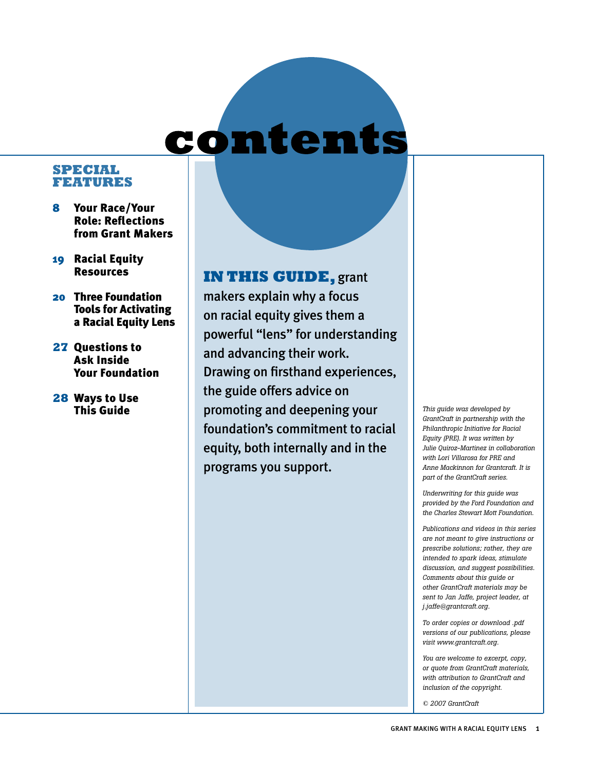# contents

## SPECIAL FEATURES

- **8** **Your Race/Your Role: Reflections from Grant Makers**
- **19** **Racial Equity Resources**
- **20** **Three Foundation Tools for Activating a Racial Equity Lens**
- **27** **Questions to Ask Inside Your Foundation**
- **28** **Ways to Use This Guide**

**IN THIS GUIDE,** grant makers explain why a focus on racial equity gives them a powerful "lens" for understanding and advancing their work. Drawing on firsthand experiences, the guide offers advice on promoting and deepening your foundation's commitment to racial equity, both internally and in the programs you support.

*This guide was developed by GrantCraft in partnership with the Philanthropic Initiative for Racial Equity (PRE). It was written by Julie Quiroz-Martinez in collaboration with Lori Villarosa for PRE and Anne Mackinnon for Grantcraft. It is part of the GrantCraft series.*

*Underwriting for this guide was provided by the Ford Foundation and the Charles Stewart Mott Foundation.*

*Publications and videos in this series are not meant to give instructions or prescribe solutions; rather, they are intended to spark ideas, stimulate discussion, and suggest possibilities. Comments about this guide or other GrantCraft materials may be sent to Jan Jaffe, project leader, at j.jaffe@grantcraft.org.*

*To order copies or download .pdf versions of our publications, please visit www.grantcraft.org.*

*You are welcome to excerpt, copy, or quote from GrantCraft materials, with attribution to GrantCraft and inclusion of the copyright.*

*© 2007 GrantCraft*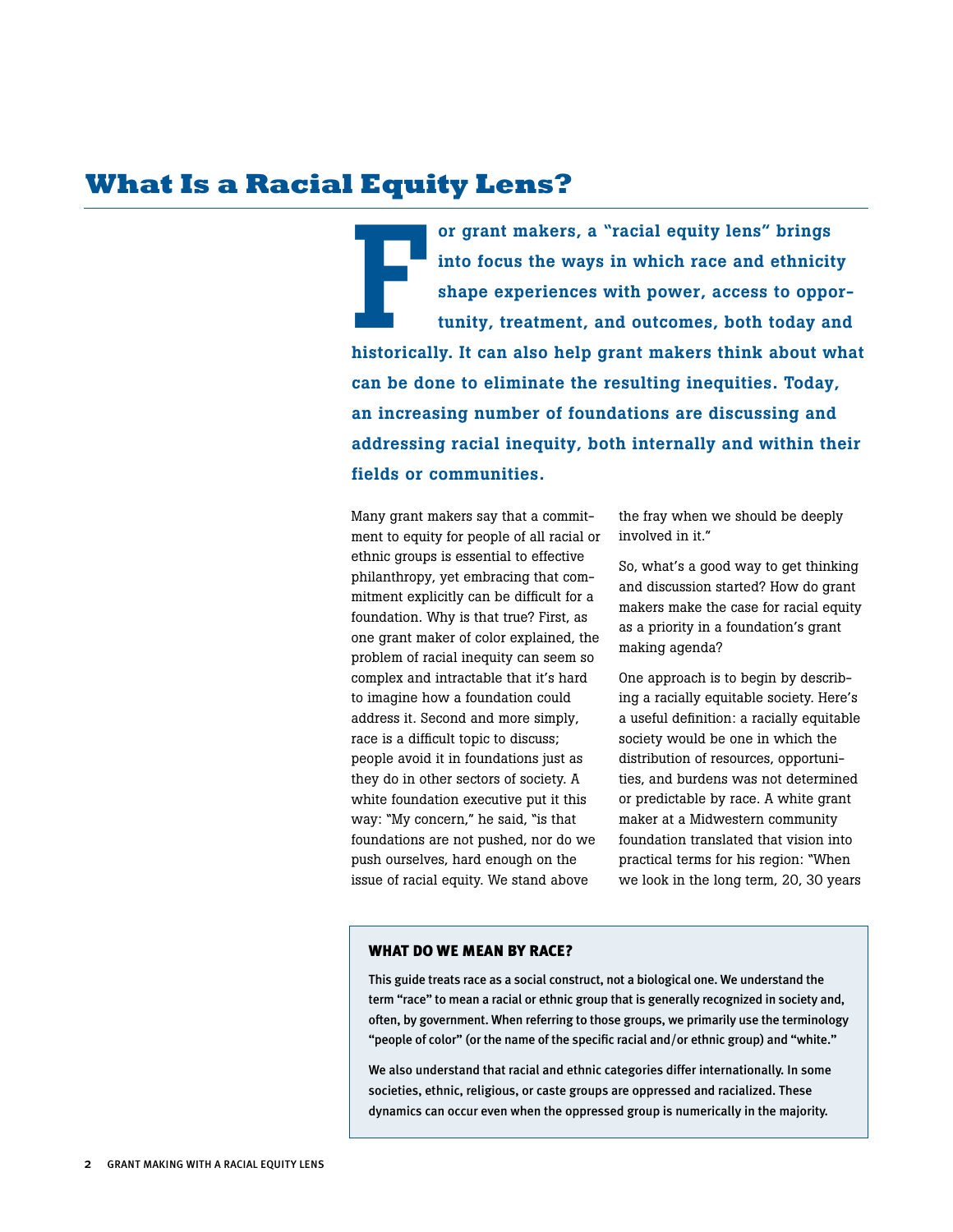# What Is a Racial Equity Lens?

**For grant makers, a "racial equity lens" brings into focus the ways in which race and ethnicity shape experiences with power, access to opportunity, treatment, and outcomes, both today and historically. It can also help grant makers think about what can be done to eliminate the resulting inequities. Today, an increasing number of foundations are discussing and addressing racial inequity, both internally and within their fields or communities.**

Many grant makers say that a commitment to equity for people of all racial or ethnic groups is essential to effective philanthropy, yet embracing that commitment explicitly can be difficult for a foundation. Why is that true? First, as one grant maker of color explained, the problem of racial inequity can seem so complex and intractable that it's hard to imagine how a foundation could address it. Second and more simply, race is a difficult topic to discuss; people avoid it in foundations just as they do in other sectors of society. A white foundation executive put it this way: "My concern," he said, "is that foundations are not pushed, nor do we push ourselves, hard enough on the issue of racial equity. We stand above the fray when we should be deeply involved in it."

So, what's a good way to get thinking and discussion started? How do grant makers make the case for racial equity as a priority in a foundation's grant making agenda?

One approach is to begin by describing a racially equitable society. Here's a useful definition: a racially equitable society would be one in which the distribution of resources, opportunities, and burdens was not determined or predictable by race. A white grant maker at a Midwestern community foundation translated that vision into practical terms for his region: "When we look in the long term, 20, 30 years

### WHAT DO WE MEAN BY RACE?

This guide treats race as a social construct, not a biological one. We understand the term "race" to mean a racial or ethnic group that is generally recognized in society and, often, by government. When referring to those groups, we primarily use the terminology "people of color" (or the name of the specific racial and/or ethnic group) and "white."

We also understand that racial and ethnic categories differ internationally. In some societies, ethnic, religious, or caste groups are oppressed and racialized. These dynamics can occur even when the oppressed group is numerically in the majority.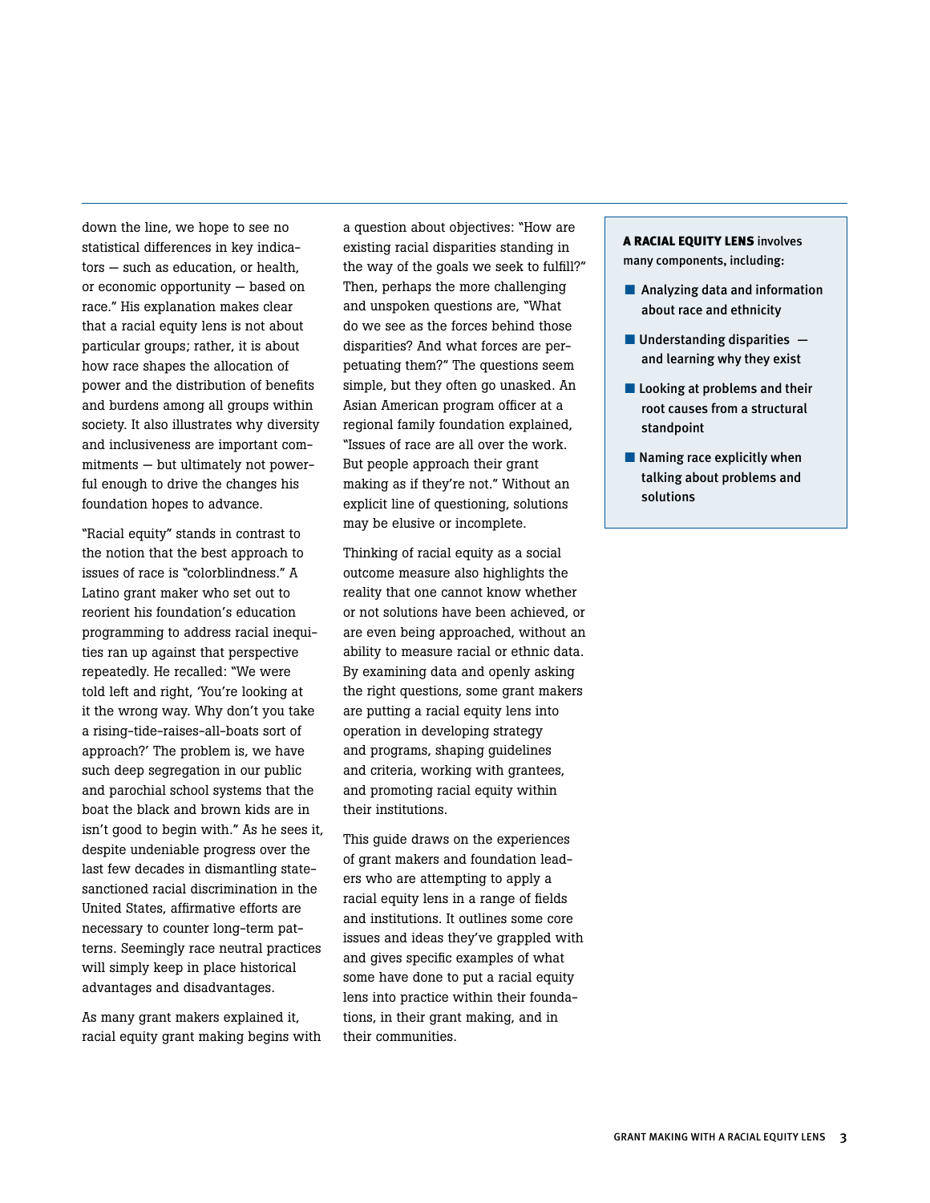down the line, we hope to see no statistical differences in key indicators — such as education, or health, or economic opportunity — based on race." His explanation makes clear that a racial equity lens is not about particular groups; rather, it is about how race shapes the allocation of power and the distribution of benefits and burdens among all groups within society. It also illustrates why diversity and inclusiveness are important commitments — but ultimately not powerful enough to drive the changes his foundation hopes to advance.

"Racial equity" stands in contrast to the notion that the best approach to issues of race is "colorblindness." A Latino grant maker who set out to reorient his foundation's education programming to address racial inequities ran up against that perspective repeatedly. He recalled: "We were told left and right, 'You're looking at it the wrong way. Why don't you take a rising-tide-raises-all-boats sort of approach?' The problem is, we have such deep segregation in our public and parochial school systems that the boat the black and brown kids are in isn't good to begin with." As he sees it, despite undeniable progress over the last few decades in dismantling state-sanctioned racial discrimination in the United States, affirmative efforts are necessary to counter long-term patterns. Seemingly race neutral practices will simply keep in place historical advantages and disadvantages.

As many grant makers explained it, racial equity grant making begins with a question about objectives: "How are existing racial disparities standing in the way of the goals we seek to fulfill?" Then, perhaps the more challenging and unspoken questions are, "What do we see as the forces behind those disparities? And what forces are perpetuating them?" The questions seem simple, but they often go unasked. An Asian American program officer at a regional family foundation explained, "Issues of race are all over the work. But people approach their grant making as if they're not." Without an explicit line of questioning, solutions may be elusive or incomplete.

Thinking of racial equity as a social outcome measure also highlights the reality that one cannot know whether or not solutions have been achieved, or are even being approached, without an ability to measure racial or ethnic data. By examining data and openly asking the right questions, some grant makers are putting a racial equity lens into operation in developing strategy and programs, shaping guidelines and criteria, working with grantees, and promoting racial equity within their institutions.

This guide draws on the experiences of grant makers and foundation leaders who are attempting to apply a racial equity lens in a range of fields and institutions. It outlines some core issues and ideas they've grappled with and gives specific examples of what some have done to put a racial equity lens into practice within their foundations, in their grant making, and in their communities.

**A RACIAL EQUITY LENS** involves many components, including:

- Analyzing data and information about race and ethnicity
- Understanding disparities — and learning why they exist
- Looking at problems and their root causes from a structural standpoint
- Naming race explicitly when talking about problems and solutions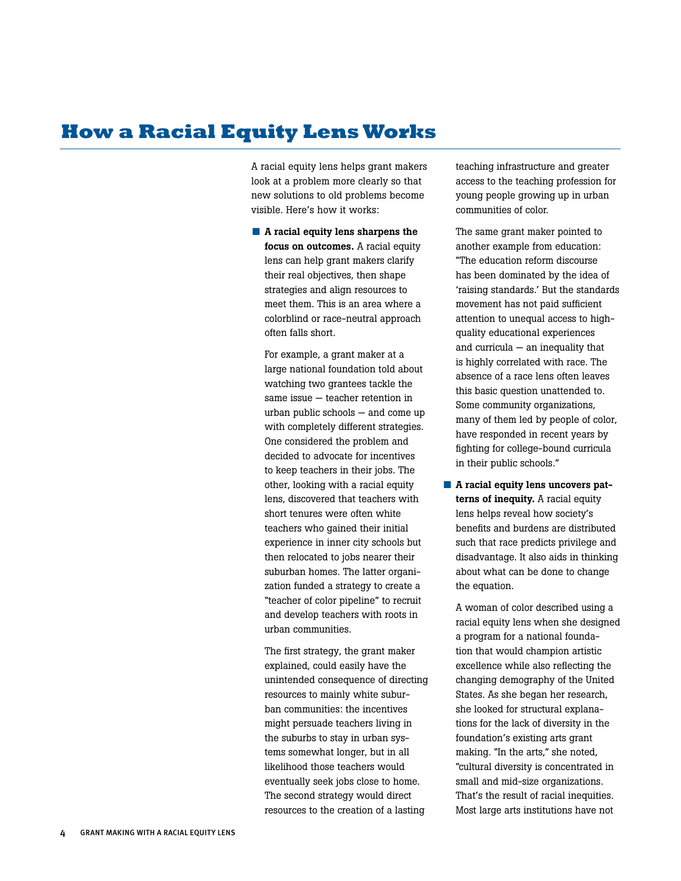# How a Racial Equity Lens Works

A racial equity lens helps grant makers look at a problem more clearly so that new solutions to old problems become visible. Here's how it works:

- **A racial equity lens sharpens the focus on outcomes.** A racial equity lens can help grant makers clarify their real objectives, then shape strategies and align resources to meet them. This is an area where a colorblind or race-neutral approach often falls short.

  For example, a grant maker at a large national foundation told about watching two grantees tackle the same issue — teacher retention in urban public schools — and come up with completely different strategies. One considered the problem and decided to advocate for incentives to keep teachers in their jobs. The other, looking with a racial equity lens, discovered that teachers with short tenures were often white teachers who gained their initial experience in inner city schools but then relocated to jobs nearer their suburban homes. The latter organization funded a strategy to create a "teacher of color pipeline" to recruit and develop teachers with roots in urban communities.

  The first strategy, the grant maker explained, could easily have the unintended consequence of directing resources to mainly white suburban communities: the incentives might persuade teachers living in the suburbs to stay in urban systems somewhat longer, but in all likelihood those teachers would eventually seek jobs close to home. The second strategy would direct resources to the creation of a lasting teaching infrastructure and greater access to the teaching profession for young people growing up in urban communities of color.

  The same grant maker pointed to another example from education: "The education reform discourse has been dominated by the idea of 'raising standards.' But the standards movement has not paid sufficient attention to unequal access to high-quality educational experiences and curricula — an inequality that is highly correlated with race. The absence of a race lens often leaves this basic question unattended to. Some community organizations, many of them led by people of color, have responded in recent years by fighting for college-bound curricula in their public schools."

- **A racial equity lens uncovers patterns of inequity.** A racial equity lens helps reveal how society's benefits and burdens are distributed such that race predicts privilege and disadvantage. It also aids in thinking about what can be done to change the equation.

  A woman of color described using a racial equity lens when she designed a program for a national foundation that would champion artistic excellence while also reflecting the changing demography of the United States. As she began her research, she looked for structural explanations for the lack of diversity in the foundation's existing arts grant making. "In the arts," she noted, "cultural diversity is concentrated in small and mid-size organizations. That's the result of racial inequities. Most large arts institutions have not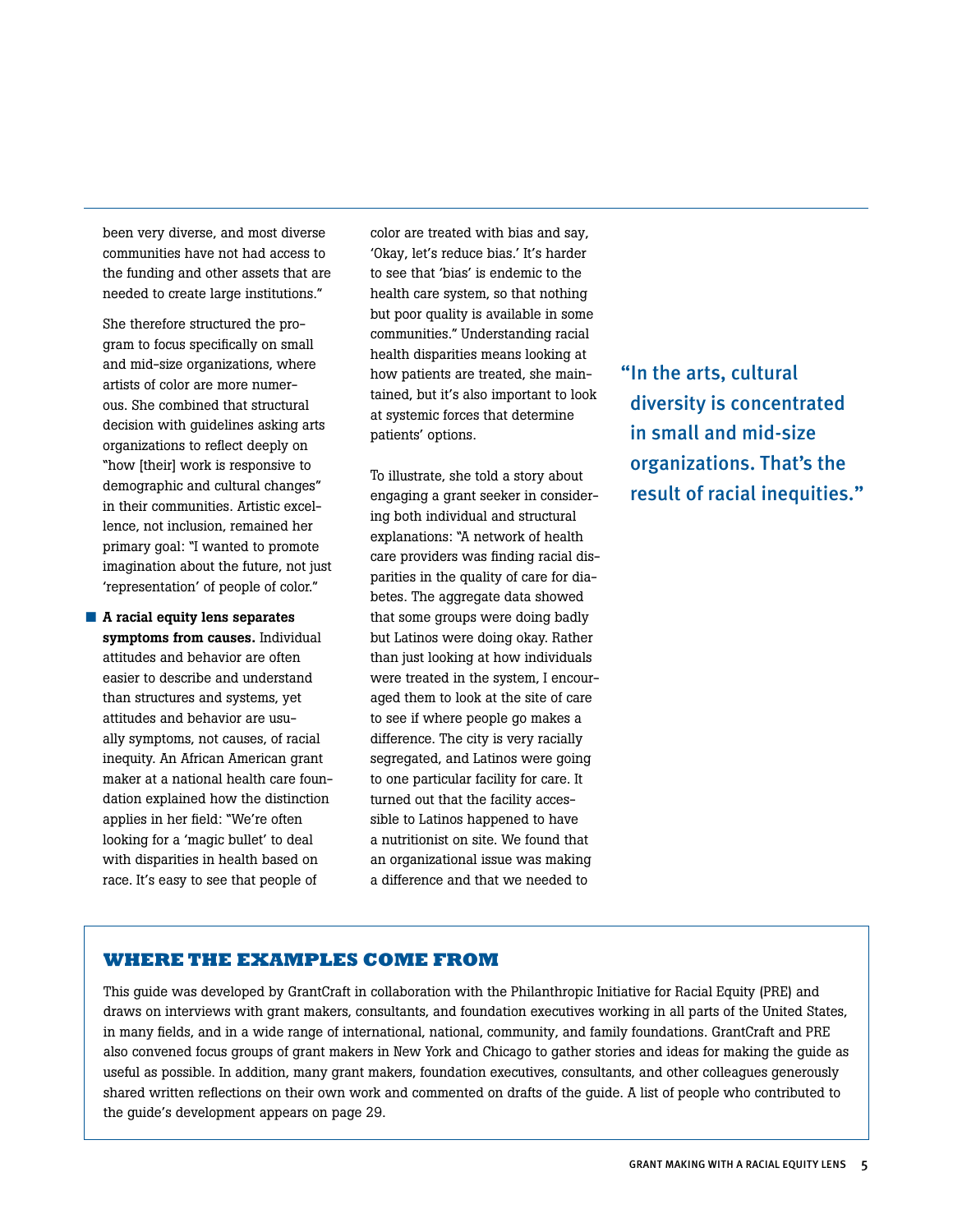been very diverse, and most diverse communities have not had access to the funding and other assets that are needed to create large institutions."

She therefore structured the program to focus specifically on small and mid-size organizations, where artists of color are more numerous. She combined that structural decision with guidelines asking arts organizations to reflect deeply on "how [their] work is responsive to demographic and cultural changes" in their communities. Artistic excellence, not inclusion, remained her primary goal: "I wanted to promote imagination about the future, not just 'representation' of people of color."

- **A racial equity lens separates symptoms from causes.** Individual attitudes and behavior are often easier to describe and understand than structures and systems, yet attitudes and behavior are usually symptoms, not causes, of racial inequity. An African American grant maker at a national health care foundation explained how the distinction applies in her field: "We're often looking for a 'magic bullet' to deal with disparities in health based on race. It's easy to see that people of color are treated with bias and say, 'Okay, let's reduce bias.' It's harder to see that 'bias' is endemic to the health care system, so that nothing but poor quality is available in some communities." Understanding racial health disparities means looking at how patients are treated, she maintained, but it's also important to look at systemic forces that determine patients' options.

To illustrate, she told a story about engaging a grant seeker in considering both individual and structural explanations: "A network of health care providers was finding racial disparities in the quality of care for diabetes. The aggregate data showed that some groups were doing badly but Latinos were doing okay. Rather than just looking at how individuals were treated in the system, I encouraged them to look at the site of care to see if where people go makes a difference. The city is very racially segregated, and Latinos were going to one particular facility for care. It turned out that the facility accessible to Latinos happened to have a nutritionist on site. We found that an organizational issue was making a difference and that we needed to

> "In the arts, cultural diversity is concentrated in small and mid-size organizations. That's the result of racial inequities."

## WHERE THE EXAMPLES COME FROM

This guide was developed by GrantCraft in collaboration with the Philanthropic Initiative for Racial Equity (PRE) and draws on interviews with grant makers, consultants, and foundation executives working in all parts of the United States, in many fields, and in a wide range of international, national, community, and family foundations. GrantCraft and PRE also convened focus groups of grant makers in New York and Chicago to gather stories and ideas for making the guide as useful as possible. In addition, many grant makers, foundation executives, consultants, and other colleagues generously shared written reflections on their own work and commented on drafts of the guide. A list of people who contributed to the guide's development appears on page 29.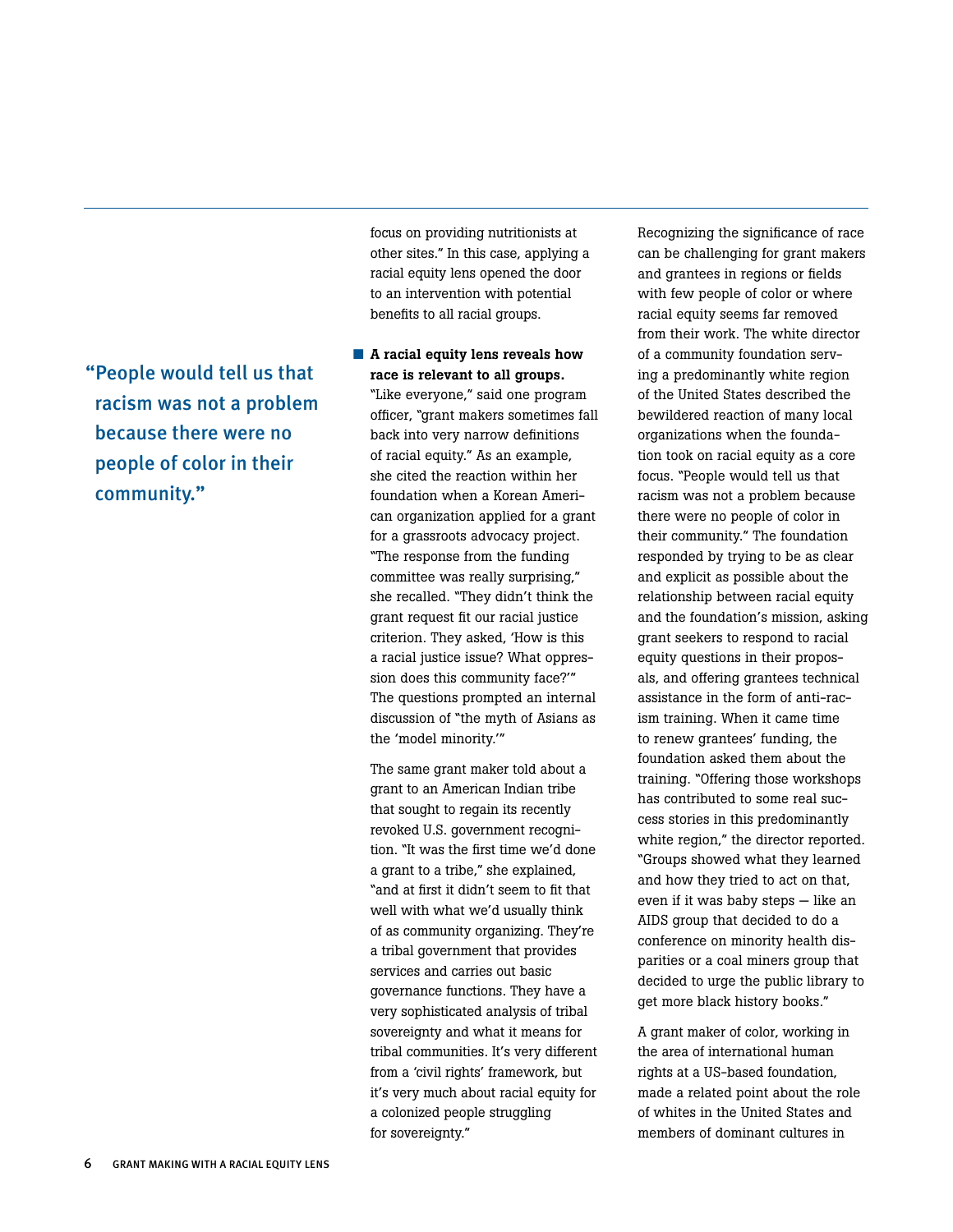focus on providing nutritionists at other sites." In this case, applying a racial equity lens opened the door to an intervention with potential benefits to all racial groups.

- **A racial equity lens reveals how race is relevant to all groups.** "Like everyone," said one program officer, "grant makers sometimes fall back into very narrow definitions of racial equity." As an example, she cited the reaction within her foundation when a Korean American organization applied for a grant for a grassroots advocacy project. "The response from the funding committee was really surprising," she recalled. "They didn't think the grant request fit our racial justice criterion. They asked, 'How is this a racial justice issue? What oppression does this community face?'" The questions prompted an internal discussion of "the myth of Asians as the 'model minority.'"

  The same grant maker told about a grant to an American Indian tribe that sought to regain its recently revoked U.S. government recognition. "It was the first time we'd done a grant to a tribe," she explained, "and at first it didn't seem to fit that well with what we'd usually think of as community organizing. They're a tribal government that provides services and carries out basic governance functions. They have a very sophisticated analysis of tribal sovereignty and what it means for tribal communities. It's very different from a 'civil rights' framework, but it's very much about racial equity for a colonized people struggling for sovereignty."

> "People would tell us that racism was not a problem because there were no people of color in their community."

Recognizing the significance of race can be challenging for grant makers and grantees in regions or fields with few people of color or where racial equity seems far removed from their work. The white director of a community foundation serving a predominantly white region of the United States described the bewildered reaction of many local organizations when the foundation took on racial equity as a core focus. "People would tell us that racism was not a problem because there were no people of color in their community." The foundation responded by trying to be as clear and explicit as possible about the relationship between racial equity and the foundation's mission, asking grant seekers to respond to racial equity questions in their proposals, and offering grantees technical assistance in the form of anti-racism training. When it came time to renew grantees' funding, the foundation asked them about the training. "Offering those workshops has contributed to some real success stories in this predominantly white region," the director reported. "Groups showed what they learned and how they tried to act on that, even if it was baby steps — like an AIDS group that decided to do a conference on minority health disparities or a coal miners group that decided to urge the public library to get more black history books."

A grant maker of color, working in the area of international human rights at a US-based foundation, made a related point about the role of whites in the United States and members of dominant cultures in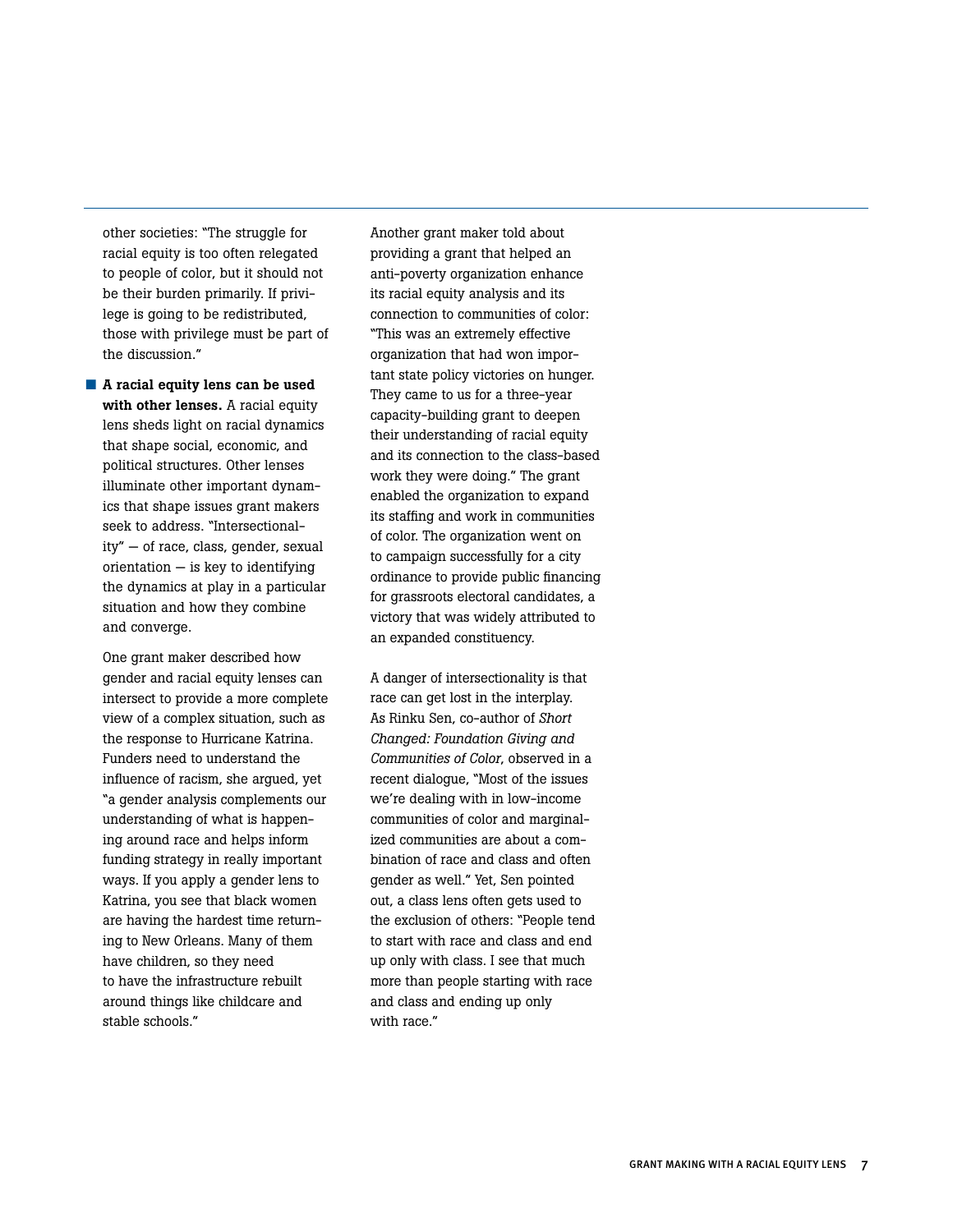other societies: "The struggle for racial equity is too often relegated to people of color, but it should not be their burden primarily. If privilege is going to be redistributed, those with privilege must be part of the discussion."

- **A racial equity lens can be used with other lenses.** A racial equity lens sheds light on racial dynamics that shape social, economic, and political structures. Other lenses illuminate other important dynamics that shape issues grant makers seek to address. "Intersectionality" — of race, class, gender, sexual orientation — is key to identifying the dynamics at play in a particular situation and how they combine and converge.

  One grant maker described how gender and racial equity lenses can intersect to provide a more complete view of a complex situation, such as the response to Hurricane Katrina. Funders need to understand the influence of racism, she argued, yet "a gender analysis complements our understanding of what is happening around race and helps inform funding strategy in really important ways. If you apply a gender lens to Katrina, you see that black women are having the hardest time returning to New Orleans. Many of them have children, so they need to have the infrastructure rebuilt around things like childcare and stable schools."

  Another grant maker told about providing a grant that helped an anti-poverty organization enhance its racial equity analysis and its connection to communities of color: "This was an extremely effective organization that had won important state policy victories on hunger. They came to us for a three-year capacity-building grant to deepen their understanding of racial equity and its connection to the class-based work they were doing." The grant enabled the organization to expand its staffing and work in communities of color. The organization went on to campaign successfully for a city ordinance to provide public financing for grassroots electoral candidates, a victory that was widely attributed to an expanded constituency.

  A danger of intersectionality is that race can get lost in the interplay. As Rinku Sen, co-author of *Short Changed: Foundation Giving and Communities of Color*, observed in a recent dialogue, "Most of the issues we're dealing with in low-income communities of color and marginalized communities are about a combination of race and class and often gender as well." Yet, Sen pointed out, a class lens often gets used to the exclusion of others: "People tend to start with race and class and end up only with class. I see that much more than people starting with race and class and ending up only with race."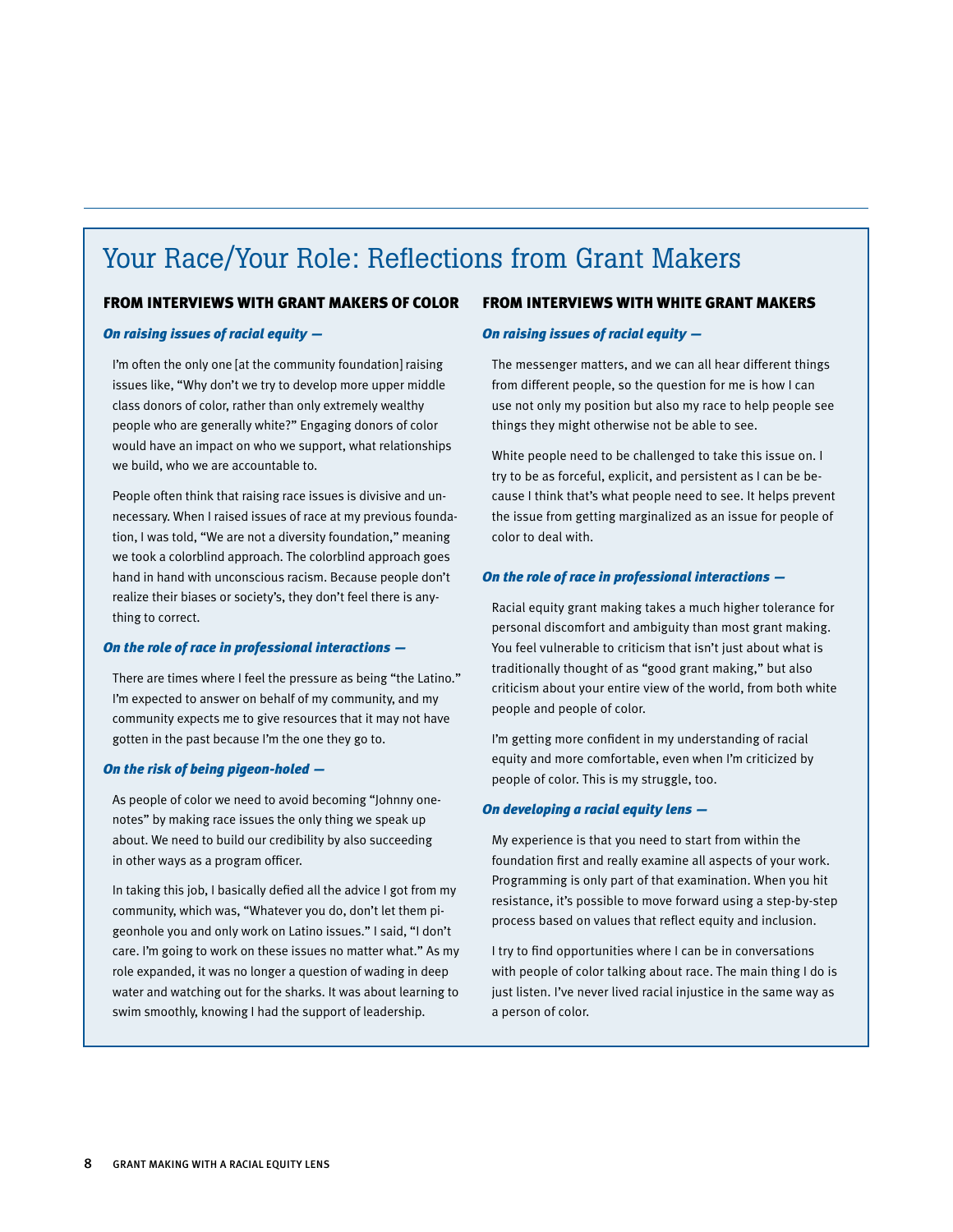# Your Race/Your Role: Reflections from Grant Makers

## FROM INTERVIEWS WITH GRANT MAKERS OF COLOR

### *On raising issues of racial equity —*

I'm often the only one [at the community foundation] raising issues like, "Why don't we try to develop more upper middle class donors of color, rather than only extremely wealthy people who are generally white?" Engaging donors of color would have an impact on who we support, what relationships we build, who we are accountable to.

People often think that raising race issues is divisive and unnecessary. When I raised issues of race at my previous foundation, I was told, "We are not a diversity foundation," meaning we took a colorblind approach. The colorblind approach goes hand in hand with unconscious racism. Because people don't realize their biases or society's, they don't feel there is anything to correct.

### *On the role of race in professional interactions —*

There are times where I feel the pressure as being "the Latino." I'm expected to answer on behalf of my community, and my community expects me to give resources that it may not have gotten in the past because I'm the one they go to.

### *On the risk of being pigeon-holed —*

As people of color we need to avoid becoming "Johnny one-notes" by making race issues the only thing we speak up about. We need to build our credibility by also succeeding in other ways as a program officer.

In taking this job, I basically defied all the advice I got from my community, which was, "Whatever you do, don't let them pigeonhole you and only work on Latino issues." I said, "I don't care. I'm going to work on these issues no matter what." As my role expanded, it was no longer a question of wading in deep water and watching out for the sharks. It was about learning to swim smoothly, knowing I had the support of leadership.

## FROM INTERVIEWS WITH WHITE GRANT MAKERS

### *On raising issues of racial equity —*

The messenger matters, and we can all hear different things from different people, so the question for me is how I can use not only my position but also my race to help people see things they might otherwise not be able to see.

White people need to be challenged to take this issue on. I try to be as forceful, explicit, and persistent as I can be because I think that's what people need to see. It helps prevent the issue from getting marginalized as an issue for people of color to deal with.

### *On the role of race in professional interactions —*

Racial equity grant making takes a much higher tolerance for personal discomfort and ambiguity than most grant making. You feel vulnerable to criticism that isn't just about what is traditionally thought of as "good grant making," but also criticism about your entire view of the world, from both white people and people of color.

I'm getting more confident in my understanding of racial equity and more comfortable, even when I'm criticized by people of color. This is my struggle, too.

### *On developing a racial equity lens —*

My experience is that you need to start from within the foundation first and really examine all aspects of your work. Programming is only part of that examination. When you hit resistance, it's possible to move forward using a step-by-step process based on values that reflect equity and inclusion.

I try to find opportunities where I can be in conversations with people of color talking about race. The main thing I do is just listen. I've never lived racial injustice in the same way as a person of color.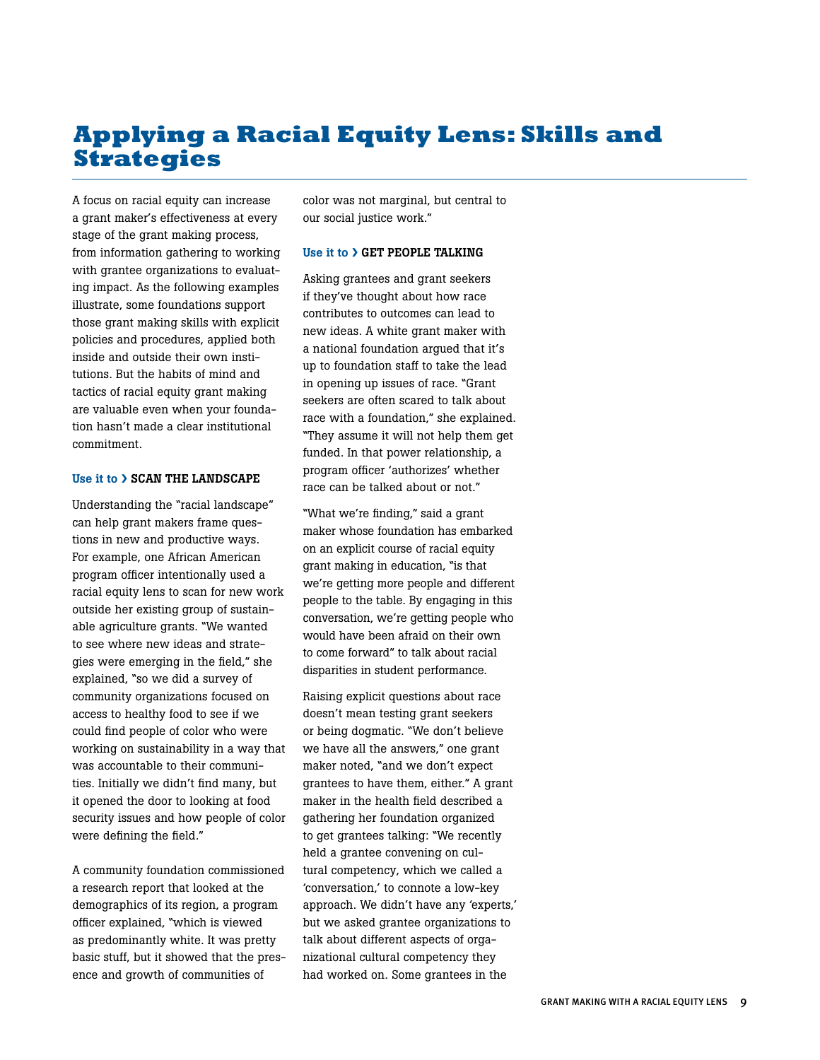# Applying a Racial Equity Lens: Skills and Strategies

A focus on racial equity can increase a grant maker's effectiveness at every stage of the grant making process, from information gathering to working with grantee organizations to evaluating impact. As the following examples illustrate, some foundations support those grant making skills with explicit policies and procedures, applied both inside and outside their own institutions. But the habits of mind and tactics of racial equity grant making are valuable even when your foundation hasn't made a clear institutional commitment.

**Use it to › SCAN THE LANDSCAPE**

Understanding the "racial landscape" can help grant makers frame questions in new and productive ways. For example, one African American program officer intentionally used a racial equity lens to scan for new work outside her existing group of sustainable agriculture grants. "We wanted to see where new ideas and strategies were emerging in the field," she explained, "so we did a survey of community organizations focused on access to healthy food to see if we could find people of color who were working on sustainability in a way that was accountable to their communities. Initially we didn't find many, but it opened the door to looking at food security issues and how people of color were defining the field."

A community foundation commissioned a research report that looked at the demographics of its region, a program officer explained, "which is viewed as predominantly white. It was pretty basic stuff, but it showed that the presence and growth of communities of color was not marginal, but central to our social justice work."

**Use it to › GET PEOPLE TALKING**

Asking grantees and grant seekers if they've thought about how race contributes to outcomes can lead to new ideas. A white grant maker with a national foundation argued that it's up to foundation staff to take the lead in opening up issues of race. "Grant seekers are often scared to talk about race with a foundation," she explained. "They assume it will not help them get funded. In that power relationship, a program officer 'authorizes' whether race can be talked about or not."

"What we're finding," said a grant maker whose foundation has embarked on an explicit course of racial equity grant making in education, "is that we're getting more people and different people to the table. By engaging in this conversation, we're getting people who would have been afraid on their own to come forward" to talk about racial disparities in student performance.

Raising explicit questions about race doesn't mean testing grant seekers or being dogmatic. "We don't believe we have all the answers," one grant maker noted, "and we don't expect grantees to have them, either." A grant maker in the health field described a gathering her foundation organized to get grantees talking: "We recently held a grantee convening on cultural competency, which we called a 'conversation,' to connote a low-key approach. We didn't have any 'experts,' but we asked grantee organizations to talk about different aspects of organizational cultural competency they had worked on. Some grantees in the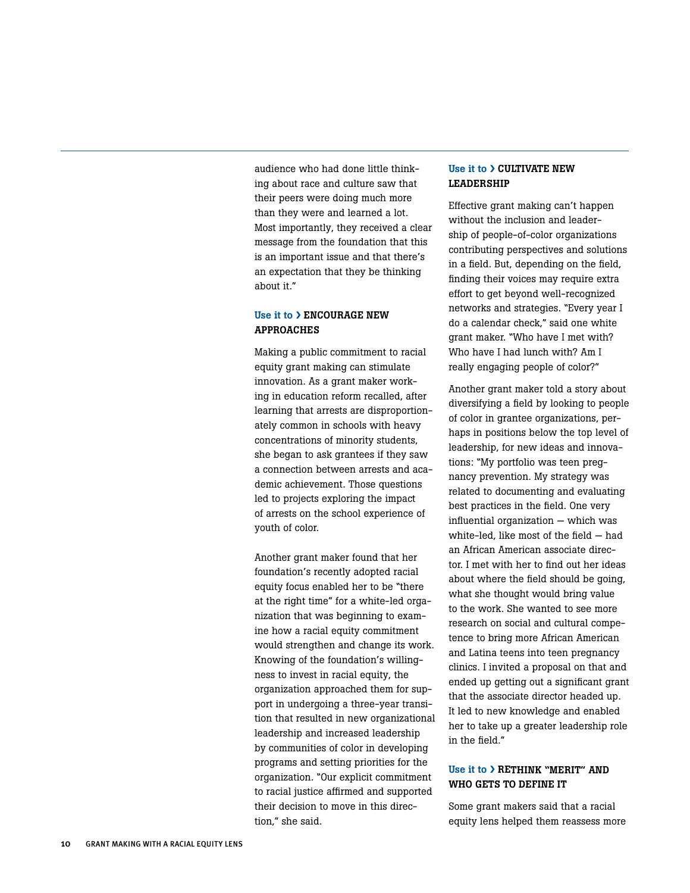audience who had done little thinking about race and culture saw that their peers were doing much more than they were and learned a lot. Most importantly, they received a clear message from the foundation that this is an important issue and that there's an expectation that they be thinking about it."

### Use it to › ENCOURAGE NEW APPROACHES

Making a public commitment to racial equity grant making can stimulate innovation. As a grant maker working in education reform recalled, after learning that arrests are disproportionately common in schools with heavy concentrations of minority students, she began to ask grantees if they saw a connection between arrests and academic achievement. Those questions led to projects exploring the impact of arrests on the school experience of youth of color.

Another grant maker found that her foundation's recently adopted racial equity focus enabled her to be "there at the right time" for a white-led organization that was beginning to examine how a racial equity commitment would strengthen and change its work. Knowing of the foundation's willingness to invest in racial equity, the organization approached them for support in undergoing a three-year transition that resulted in new organizational leadership and increased leadership by communities of color in developing programs and setting priorities for the organization. "Our explicit commitment to racial justice affirmed and supported their decision to move in this direction," she said.

### Use it to › CULTIVATE NEW LEADERSHIP

Effective grant making can't happen without the inclusion and leadership of people-of-color organizations contributing perspectives and solutions in a field. But, depending on the field, finding their voices may require extra effort to get beyond well-recognized networks and strategies. "Every year I do a calendar check," said one white grant maker. "Who have I met with? Who have I had lunch with? Am I really engaging people of color?"

Another grant maker told a story about diversifying a field by looking to people of color in grantee organizations, perhaps in positions below the top level of leadership, for new ideas and innovations: "My portfolio was teen pregnancy prevention. My strategy was related to documenting and evaluating best practices in the field. One very influential organization — which was white-led, like most of the field — had an African American associate director. I met with her to find out her ideas about where the field should be going, what she thought would bring value to the work. She wanted to see more research on social and cultural competence to bring more African American and Latina teens into teen pregnancy clinics. I invited a proposal on that and ended up getting out a significant grant that the associate director headed up. It led to new knowledge and enabled her to take up a greater leadership role in the field."

### Use it to › RETHINK "MERIT" AND WHO GETS TO DEFINE IT

Some grant makers said that a racial equity lens helped them reassess more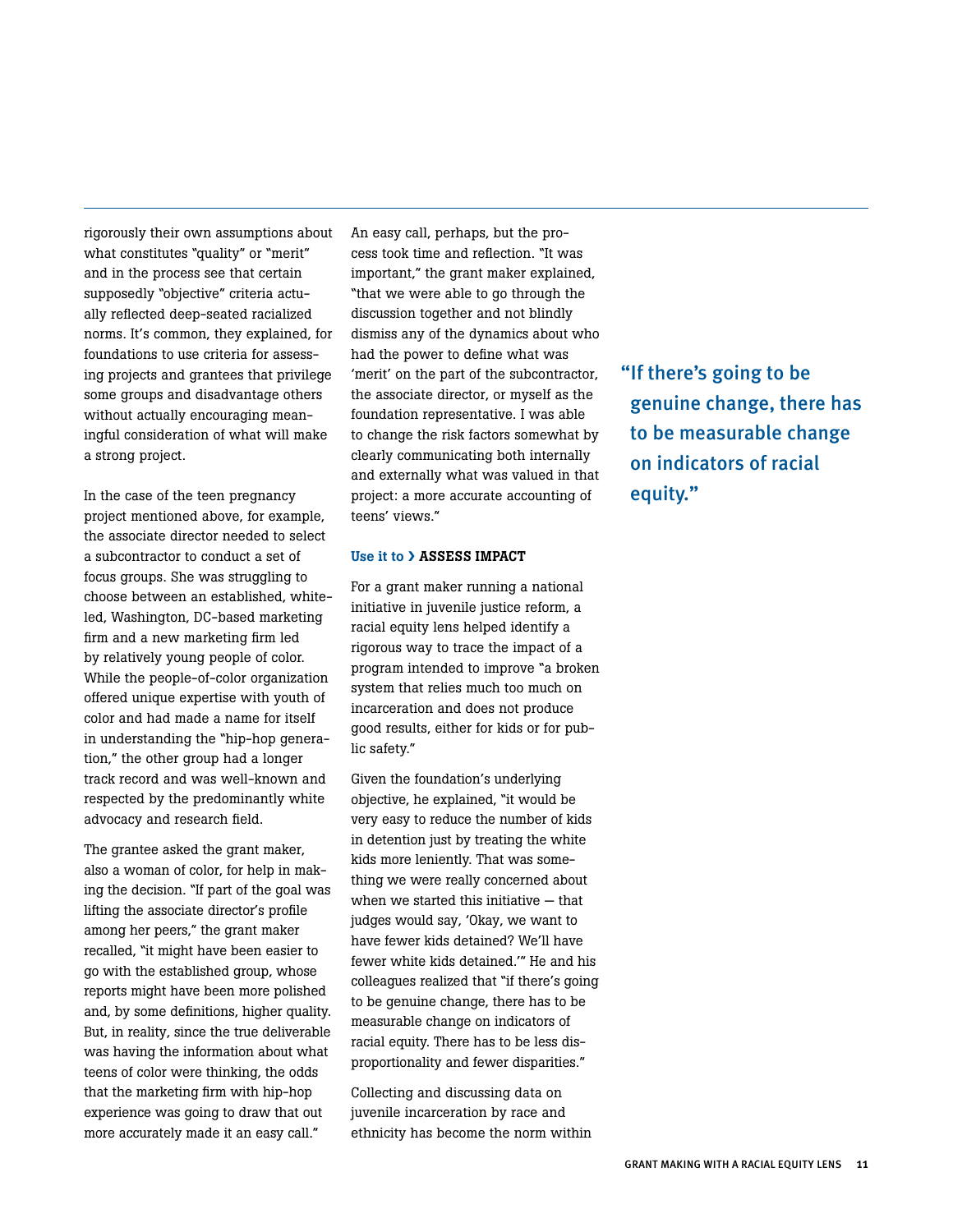rigorously their own assumptions about what constitutes "quality" or "merit" and in the process see that certain supposedly "objective" criteria actually reflected deep-seated racialized norms. It's common, they explained, for foundations to use criteria for assessing projects and grantees that privilege some groups and disadvantage others without actually encouraging meaningful consideration of what will make a strong project.

In the case of the teen pregnancy project mentioned above, for example, the associate director needed to select a subcontractor to conduct a set of focus groups. She was struggling to choose between an established, white-led, Washington, DC-based marketing firm and a new marketing firm led by relatively young people of color. While the people-of-color organization offered unique expertise with youth of color and had made a name for itself in understanding the "hip-hop generation," the other group had a longer track record and was well-known and respected by the predominantly white advocacy and research field.

The grantee asked the grant maker, also a woman of color, for help in making the decision. "If part of the goal was lifting the associate director's profile among her peers," the grant maker recalled, "it might have been easier to go with the established group, whose reports might have been more polished and, by some definitions, higher quality. But, in reality, since the true deliverable was having the information about what teens of color were thinking, the odds that the marketing firm with hip-hop experience was going to draw that out more accurately made it an easy call."

An easy call, perhaps, but the process took time and reflection. "It was important," the grant maker explained, "that we were able to go through the discussion together and not blindly dismiss any of the dynamics about who had the power to define what was 'merit' on the part of the subcontractor, the associate director, or myself as the foundation representative. I was able to change the risk factors somewhat by clearly communicating both internally and externally what was valued in that project: a more accurate accounting of teens' views."

### Use it to › ASSESS IMPACT

For a grant maker running a national initiative in juvenile justice reform, a racial equity lens helped identify a rigorous way to trace the impact of a program intended to improve "a broken system that relies much too much on incarceration and does not produce good results, either for kids or for public safety."

Given the foundation's underlying objective, he explained, "it would be very easy to reduce the number of kids in detention just by treating the white kids more leniently. That was something we were really concerned about when we started this initiative — that judges would say, 'Okay, we want to have fewer kids detained? We'll have fewer white kids detained.'" He and his colleagues realized that "if there's going to be genuine change, there has to be measurable change on indicators of racial equity. There has to be less disproportionality and fewer disparities."

Collecting and discussing data on juvenile incarceration by race and ethnicity has become the norm within

> "If there's going to be genuine change, there has to be measurable change on indicators of racial equity."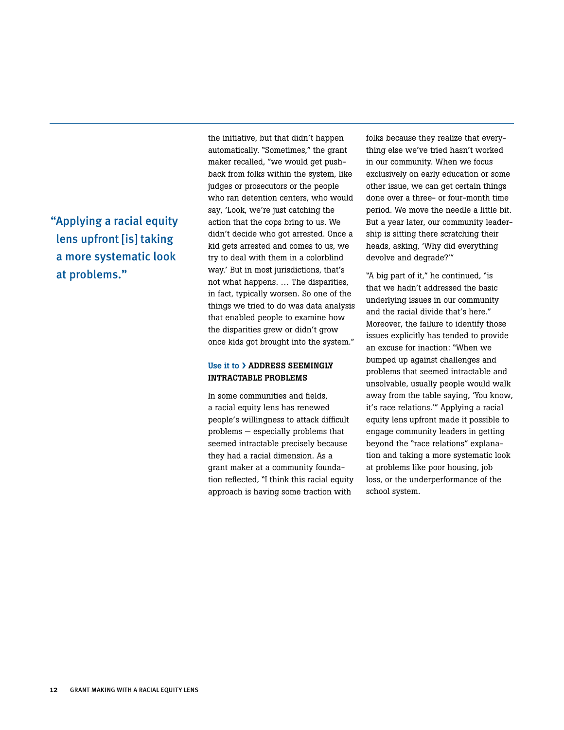“Applying a racial equity lens upfront [is] taking a more systematic look at problems.”

the initiative, but that didn’t happen automatically. “Sometimes,” the grant maker recalled, “we would get push-back from folks within the system, like judges or prosecutors or the people who ran detention centers, who would say, ‘Look, we’re just catching the action that the cops bring to us. We didn’t decide who got arrested. Once a kid gets arrested and comes to us, we try to deal with them in a colorblind way.’ But in most jurisdictions, that’s not what happens. … The disparities, in fact, typically worsen. So one of the things we tried to do was data analysis that enabled people to examine how the disparities grew or didn’t grow once kids got brought into the system.”

### Use it to › ADDRESS SEEMINGLY INTRACTABLE PROBLEMS

In some communities and fields, a racial equity lens has renewed people’s willingness to attack difficult problems — especially problems that seemed intractable precisely because they had a racial dimension. As a grant maker at a community foundation reflected, “I think this racial equity approach is having some traction with folks because they realize that everything else we’ve tried hasn’t worked in our community. When we focus exclusively on early education or some other issue, we can get certain things done over a three- or four-month time period. We move the needle a little bit. But a year later, our community leadership is sitting there scratching their heads, asking, ‘Why did everything devolve and degrade?’”

“A big part of it,” he continued, “is that we hadn’t addressed the basic underlying issues in our community and the racial divide that’s here.” Moreover, the failure to identify those issues explicitly has tended to provide an excuse for inaction: “When we bumped up against challenges and problems that seemed intractable and unsolvable, usually people would walk away from the table saying, ‘You know, it’s race relations.’” Applying a racial equity lens upfront made it possible to engage community leaders in getting beyond the “race relations” explanation and taking a more systematic look at problems like poor housing, job loss, or the underperformance of the school system.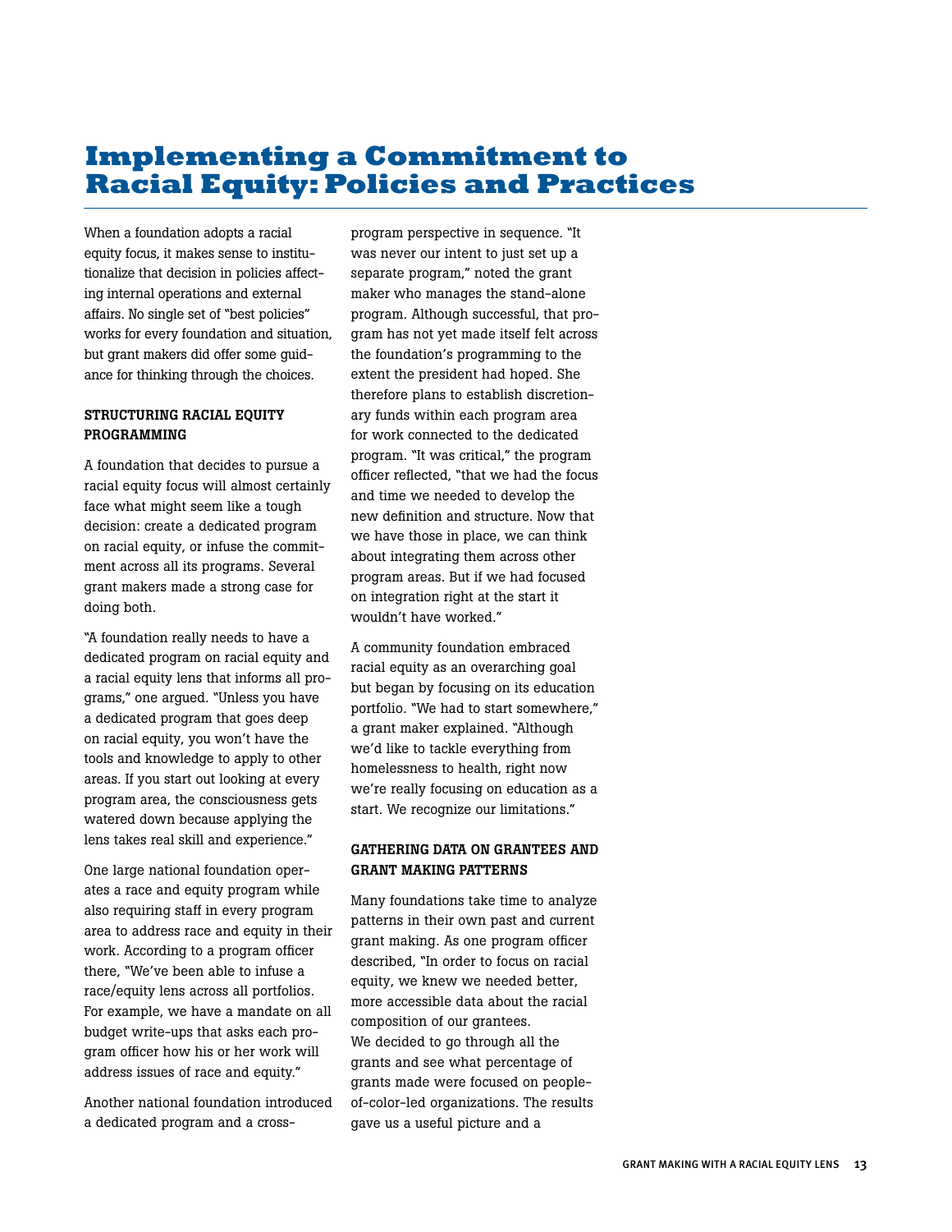# Implementing a Commitment to Racial Equity: Policies and Practices

When a foundation adopts a racial equity focus, it makes sense to institutionalize that decision in policies affecting internal operations and external affairs. No single set of "best policies" works for every foundation and situation, but grant makers did offer some guidance for thinking through the choices.

### STRUCTURING RACIAL EQUITY PROGRAMMING

A foundation that decides to pursue a racial equity focus will almost certainly face what might seem like a tough decision: create a dedicated program on racial equity, or infuse the commitment across all its programs. Several grant makers made a strong case for doing both.

"A foundation really needs to have a dedicated program on racial equity and a racial equity lens that informs all programs," one argued. "Unless you have a dedicated program that goes deep on racial equity, you won't have the tools and knowledge to apply to other areas. If you start out looking at every program area, the consciousness gets watered down because applying the lens takes real skill and experience."

One large national foundation operates a race and equity program while also requiring staff in every program area to address race and equity in their work. According to a program officer there, "We've been able to infuse a race/equity lens across all portfolios. For example, we have a mandate on all budget write-ups that asks each program officer how his or her work will address issues of race and equity."

Another national foundation introduced a dedicated program and a cross-program perspective in sequence. "It was never our intent to just set up a separate program," noted the grant maker who manages the stand-alone program. Although successful, that program has not yet made itself felt across the foundation's programming to the extent the president had hoped. She therefore plans to establish discretionary funds within each program area for work connected to the dedicated program. "It was critical," the program officer reflected, "that we had the focus and time we needed to develop the new definition and structure. Now that we have those in place, we can think about integrating them across other program areas. But if we had focused on integration right at the start it wouldn't have worked."

A community foundation embraced racial equity as an overarching goal but began by focusing on its education portfolio. "We had to start somewhere," a grant maker explained. "Although we'd like to tackle everything from homelessness to health, right now we're really focusing on education as a start. We recognize our limitations."

### GATHERING DATA ON GRANTEES AND GRANT MAKING PATTERNS

Many foundations take time to analyze patterns in their own past and current grant making. As one program officer described, "In order to focus on racial equity, we knew we needed better, more accessible data about the racial composition of our grantees. We decided to go through all the grants and see what percentage of grants made were focused on people-of-color-led organizations. The results gave us a useful picture and a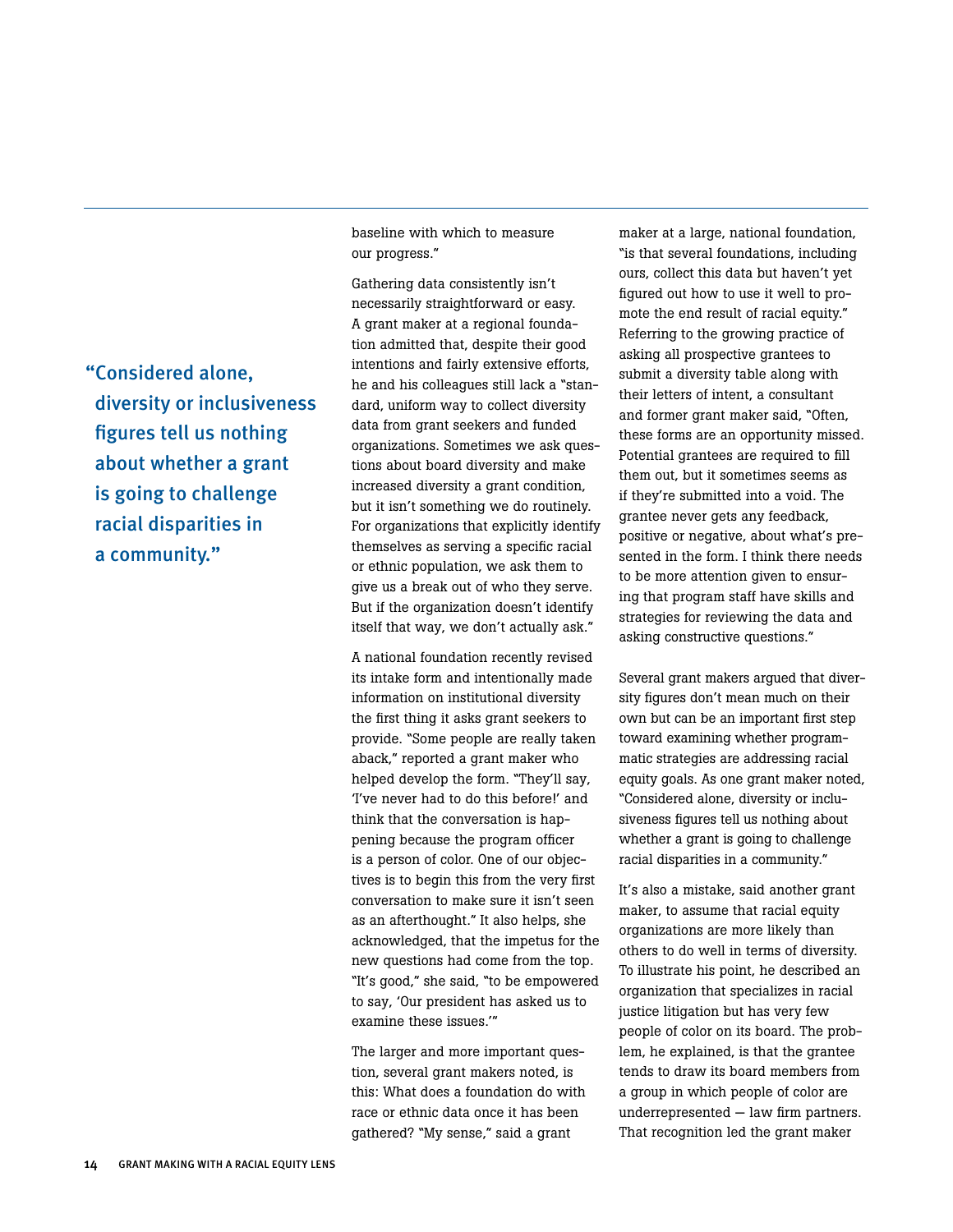> "Considered alone, diversity or inclusiveness figures tell us nothing about whether a grant is going to challenge racial disparities in a community."

baseline with which to measure our progress."

Gathering data consistently isn't necessarily straightforward or easy. A grant maker at a regional foundation admitted that, despite their good intentions and fairly extensive efforts, he and his colleagues still lack a "standard, uniform way to collect diversity data from grant seekers and funded organizations. Sometimes we ask questions about board diversity and make increased diversity a grant condition, but it isn't something we do routinely. For organizations that explicitly identify themselves as serving a specific racial or ethnic population, we ask them to give us a break out of who they serve. But if the organization doesn't identify itself that way, we don't actually ask."

A national foundation recently revised its intake form and intentionally made information on institutional diversity the first thing it asks grant seekers to provide. "Some people are really taken aback," reported a grant maker who helped develop the form. "They'll say, 'I've never had to do this before!' and think that the conversation is happening because the program officer is a person of color. One of our objectives is to begin this from the very first conversation to make sure it isn't seen as an afterthought." It also helps, she acknowledged, that the impetus for the new questions had come from the top. "It's good," she said, "to be empowered to say, 'Our president has asked us to examine these issues.'"

The larger and more important question, several grant makers noted, is this: What does a foundation do with race or ethnic data once it has been gathered? "My sense," said a grant maker at a large, national foundation, "is that several foundations, including ours, collect this data but haven't yet figured out how to use it well to promote the end result of racial equity." Referring to the growing practice of asking all prospective grantees to submit a diversity table along with their letters of intent, a consultant and former grant maker said, "Often, these forms are an opportunity missed. Potential grantees are required to fill them out, but it sometimes seems as if they're submitted into a void. The grantee never gets any feedback, positive or negative, about what's presented in the form. I think there needs to be more attention given to ensuring that program staff have skills and strategies for reviewing the data and asking constructive questions."

Several grant makers argued that diversity figures don't mean much on their own but can be an important first step toward examining whether programmatic strategies are addressing racial equity goals. As one grant maker noted, "Considered alone, diversity or inclusiveness figures tell us nothing about whether a grant is going to challenge racial disparities in a community."

It's also a mistake, said another grant maker, to assume that racial equity organizations are more likely than others to do well in terms of diversity. To illustrate his point, he described an organization that specializes in racial justice litigation but has very few people of color on its board. The problem, he explained, is that the grantee tends to draw its board members from a group in which people of color are underrepresented — law firm partners. That recognition led the grant maker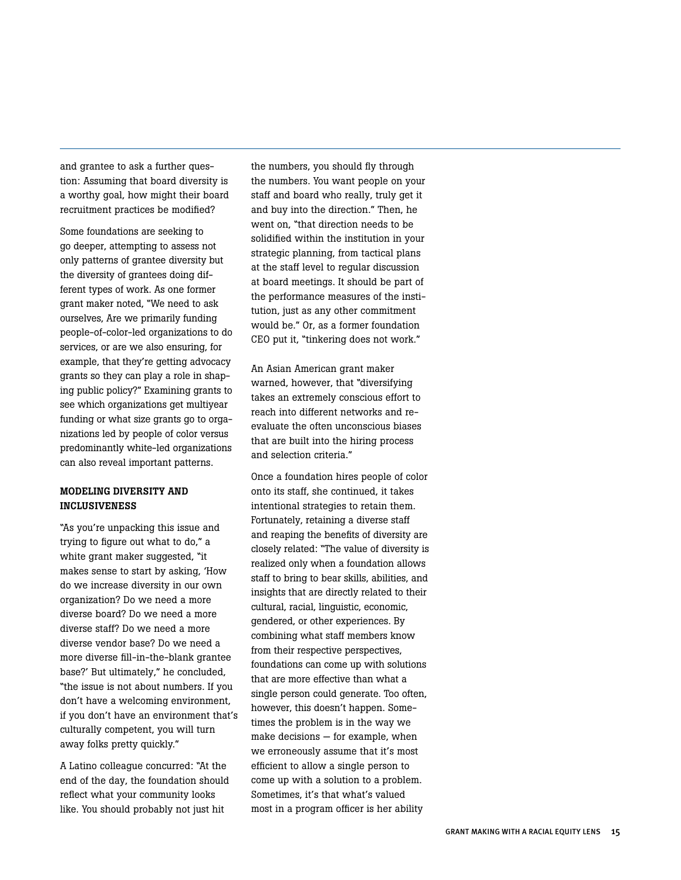and grantee to ask a further question: Assuming that board diversity is a worthy goal, how might their board recruitment practices be modified?

Some foundations are seeking to go deeper, attempting to assess not only patterns of grantee diversity but the diversity of grantees doing different types of work. As one former grant maker noted, "We need to ask ourselves, Are we primarily funding people-of-color-led organizations to do services, or are we also ensuring, for example, that they're getting advocacy grants so they can play a role in shaping public policy?" Examining grants to see which organizations get multiyear funding or what size grants go to organizations led by people of color versus predominantly white-led organizations can also reveal important patterns.

**MODELING DIVERSITY AND INCLUSIVENESS**

"As you're unpacking this issue and trying to figure out what to do," a white grant maker suggested, "it makes sense to start by asking, 'How do we increase diversity in our own organization? Do we need a more diverse board? Do we need a more diverse staff? Do we need a more diverse vendor base? Do we need a more diverse fill-in-the-blank grantee base?' But ultimately," he concluded, "the issue is not about numbers. If you don't have a welcoming environment, if you don't have an environment that's culturally competent, you will turn away folks pretty quickly."

A Latino colleague concurred: "At the end of the day, the foundation should reflect what your community looks like. You should probably not just hit the numbers, you should fly through the numbers. You want people on your staff and board who really, truly get it and buy into the direction." Then, he went on, "that direction needs to be solidified within the institution in your strategic planning, from tactical plans at the staff level to regular discussion at board meetings. It should be part of the performance measures of the institution, just as any other commitment would be." Or, as a former foundation CEO put it, "tinkering does not work."

An Asian American grant maker warned, however, that "diversifying takes an extremely conscious effort to reach into different networks and re-evaluate the often unconscious biases that are built into the hiring process and selection criteria."

Once a foundation hires people of color onto its staff, she continued, it takes intentional strategies to retain them. Fortunately, retaining a diverse staff and reaping the benefits of diversity are closely related: "The value of diversity is realized only when a foundation allows staff to bring to bear skills, abilities, and insights that are directly related to their cultural, racial, linguistic, economic, gendered, or other experiences. By combining what staff members know from their respective perspectives, foundations can come up with solutions that are more effective than what a single person could generate. Too often, however, this doesn't happen. Sometimes the problem is in the way we make decisions — for example, when we erroneously assume that it's most efficient to allow a single person to come up with a solution to a problem. Sometimes, it's that what's valued most in a program officer is her ability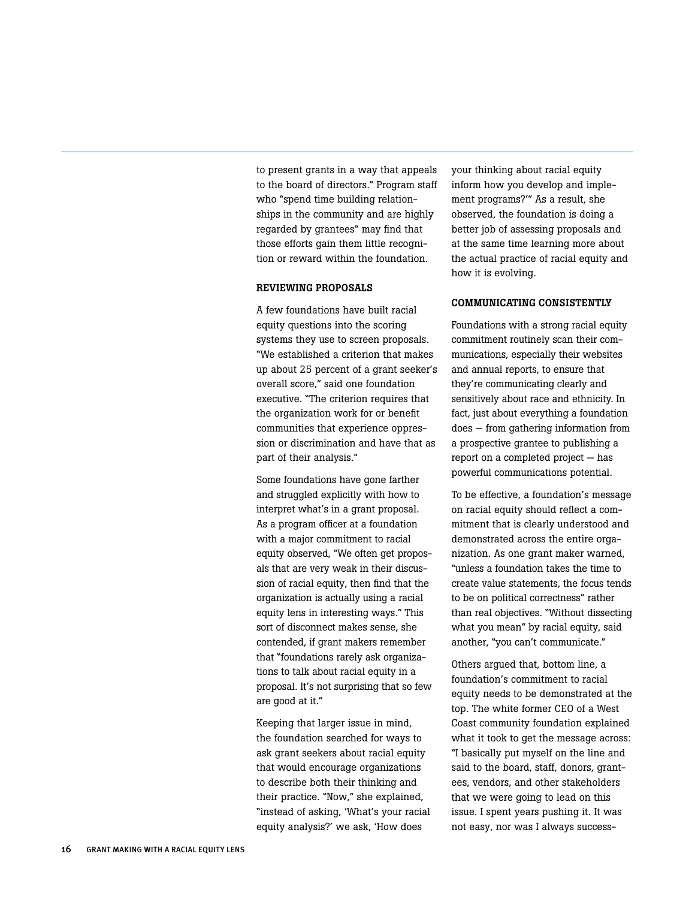to present grants in a way that appeals to the board of directors." Program staff who "spend time building relationships in the community and are highly regarded by grantees" may find that those efforts gain them little recognition or reward within the foundation.

### REVIEWING PROPOSALS

A few foundations have built racial equity questions into the scoring systems they use to screen proposals. "We established a criterion that makes up about 25 percent of a grant seeker's overall score," said one foundation executive. "The criterion requires that the organization work for or benefit communities that experience oppression or discrimination and have that as part of their analysis."

Some foundations have gone farther and struggled explicitly with how to interpret what's in a grant proposal. As a program officer at a foundation with a major commitment to racial equity observed, "We often get proposals that are very weak in their discussion of racial equity, then find that the organization is actually using a racial equity lens in interesting ways." This sort of disconnect makes sense, she contended, if grant makers remember that "foundations rarely ask organizations to talk about racial equity in a proposal. It's not surprising that so few are good at it."

Keeping that larger issue in mind, the foundation searched for ways to ask grant seekers about racial equity that would encourage organizations to describe both their thinking and their practice. "Now," she explained, "instead of asking, 'What's your racial equity analysis?' we ask, 'How does your thinking about racial equity inform how you develop and implement programs?'" As a result, she observed, the foundation is doing a better job of assessing proposals and at the same time learning more about the actual practice of racial equity and how it is evolving.

### COMMUNICATING CONSISTENTLY

Foundations with a strong racial equity commitment routinely scan their communications, especially their websites and annual reports, to ensure that they're communicating clearly and sensitively about race and ethnicity. In fact, just about everything a foundation does — from gathering information from a prospective grantee to publishing a report on a completed project — has powerful communications potential.

To be effective, a foundation's message on racial equity should reflect a commitment that is clearly understood and demonstrated across the entire organization. As one grant maker warned, "unless a foundation takes the time to create value statements, the focus tends to be on political correctness" rather than real objectives. "Without dissecting what you mean" by racial equity, said another, "you can't communicate."

Others argued that, bottom line, a foundation's commitment to racial equity needs to be demonstrated at the top. The white former CEO of a West Coast community foundation explained what it took to get the message across: "I basically put myself on the line and said to the board, staff, donors, grantees, vendors, and other stakeholders that we were going to lead on this issue. I spent years pushing it. It was not easy, nor was I always success-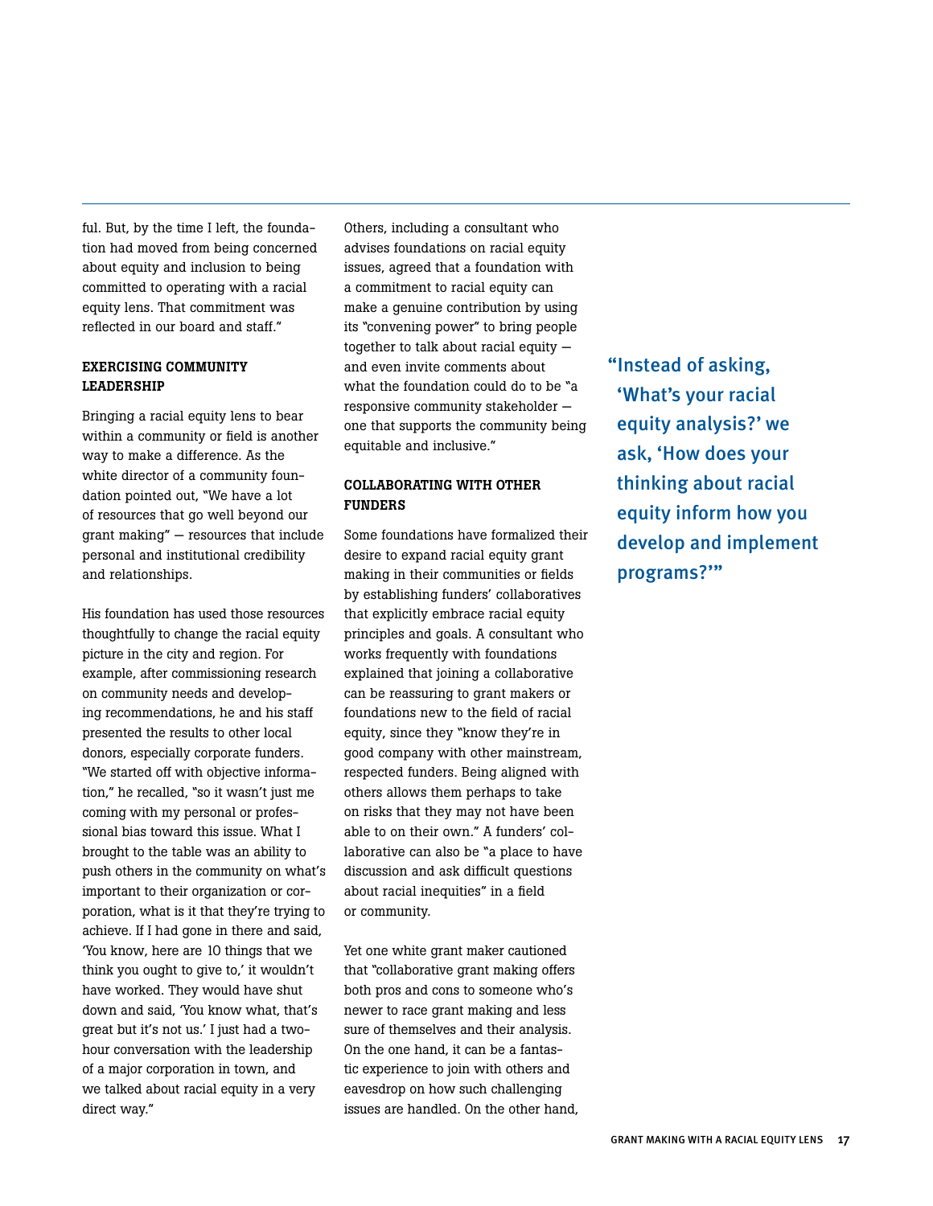ful. But, by the time I left, the foundation had moved from being concerned about equity and inclusion to being committed to operating with a racial equity lens. That commitment was reflected in our board and staff."

### EXERCISING COMMUNITY LEADERSHIP

Bringing a racial equity lens to bear within a community or field is another way to make a difference. As the white director of a community foundation pointed out, "We have a lot of resources that go well beyond our grant making" — resources that include personal and institutional credibility and relationships.

His foundation has used those resources thoughtfully to change the racial equity picture in the city and region. For example, after commissioning research on community needs and developing recommendations, he and his staff presented the results to other local donors, especially corporate funders. "We started off with objective information," he recalled, "so it wasn't just me coming with my personal or professional bias toward this issue. What I brought to the table was an ability to push others in the community on what's important to their organization or corporation, what is it that they're trying to achieve. If I had gone in there and said, 'You know, here are 10 things that we think you ought to give to,' it wouldn't have worked. They would have shut down and said, 'You know what, that's great but it's not us.' I just had a two-hour conversation with the leadership of a major corporation in town, and we talked about racial equity in a very direct way."

Others, including a consultant who advises foundations on racial equity issues, agreed that a foundation with a commitment to racial equity can make a genuine contribution by using its "convening power" to bring people together to talk about racial equity — and even invite comments about what the foundation could do to be "a responsive community stakeholder — one that supports the community being equitable and inclusive."

### COLLABORATING WITH OTHER FUNDERS

Some foundations have formalized their desire to expand racial equity grant making in their communities or fields by establishing funders' collaboratives that explicitly embrace racial equity principles and goals. A consultant who works frequently with foundations explained that joining a collaborative can be reassuring to grant makers or foundations new to the field of racial equity, since they "know they're in good company with other mainstream, respected funders. Being aligned with others allows them perhaps to take on risks that they may not have been able to on their own." A funders' collaborative can also be "a place to have discussion and ask difficult questions about racial inequities" in a field or community.

Yet one white grant maker cautioned that "collaborative grant making offers both pros and cons to someone who's newer to race grant making and less sure of themselves and their analysis. On the one hand, it can be a fantastic experience to join with others and eavesdrop on how such challenging issues are handled. On the other hand,

> "Instead of asking, 'What's your racial equity analysis?' we ask, 'How does your thinking about racial equity inform how you develop and implement programs?'"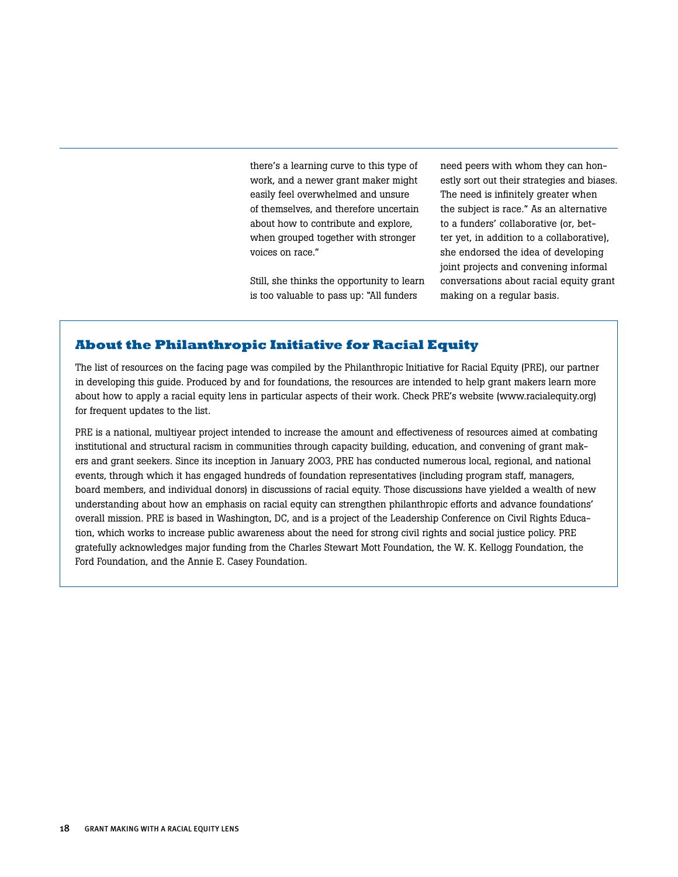there's a learning curve to this type of work, and a newer grant maker might easily feel overwhelmed and unsure of themselves, and therefore uncertain about how to contribute and explore, when grouped together with stronger voices on race."

Still, she thinks the opportunity to learn is too valuable to pass up: "All funders need peers with whom they can honestly sort out their strategies and biases. The need is infinitely greater when the subject is race." As an alternative to a funders' collaborative (or, better yet, in addition to a collaborative), she endorsed the idea of developing joint projects and convening informal conversations about racial equity grant making on a regular basis.

## About the Philanthropic Initiative for Racial Equity

The list of resources on the facing page was compiled by the Philanthropic Initiative for Racial Equity (PRE), our partner in developing this guide. Produced by and for foundations, the resources are intended to help grant makers learn more about how to apply a racial equity lens in particular aspects of their work. Check PRE's website (www.racialequity.org) for frequent updates to the list.

PRE is a national, multiyear project intended to increase the amount and effectiveness of resources aimed at combating institutional and structural racism in communities through capacity building, education, and convening of grant makers and grant seekers. Since its inception in January 2003, PRE has conducted numerous local, regional, and national events, through which it has engaged hundreds of foundation representatives (including program staff, managers, board members, and individual donors) in discussions of racial equity. Those discussions have yielded a wealth of new understanding about how an emphasis on racial equity can strengthen philanthropic efforts and advance foundations' overall mission. PRE is based in Washington, DC, and is a project of the Leadership Conference on Civil Rights Education, which works to increase public awareness about the need for strong civil rights and social justice policy. PRE gratefully acknowledges major funding from the Charles Stewart Mott Foundation, the W. K. Kellogg Foundation, the Ford Foundation, and the Annie E. Casey Foundation.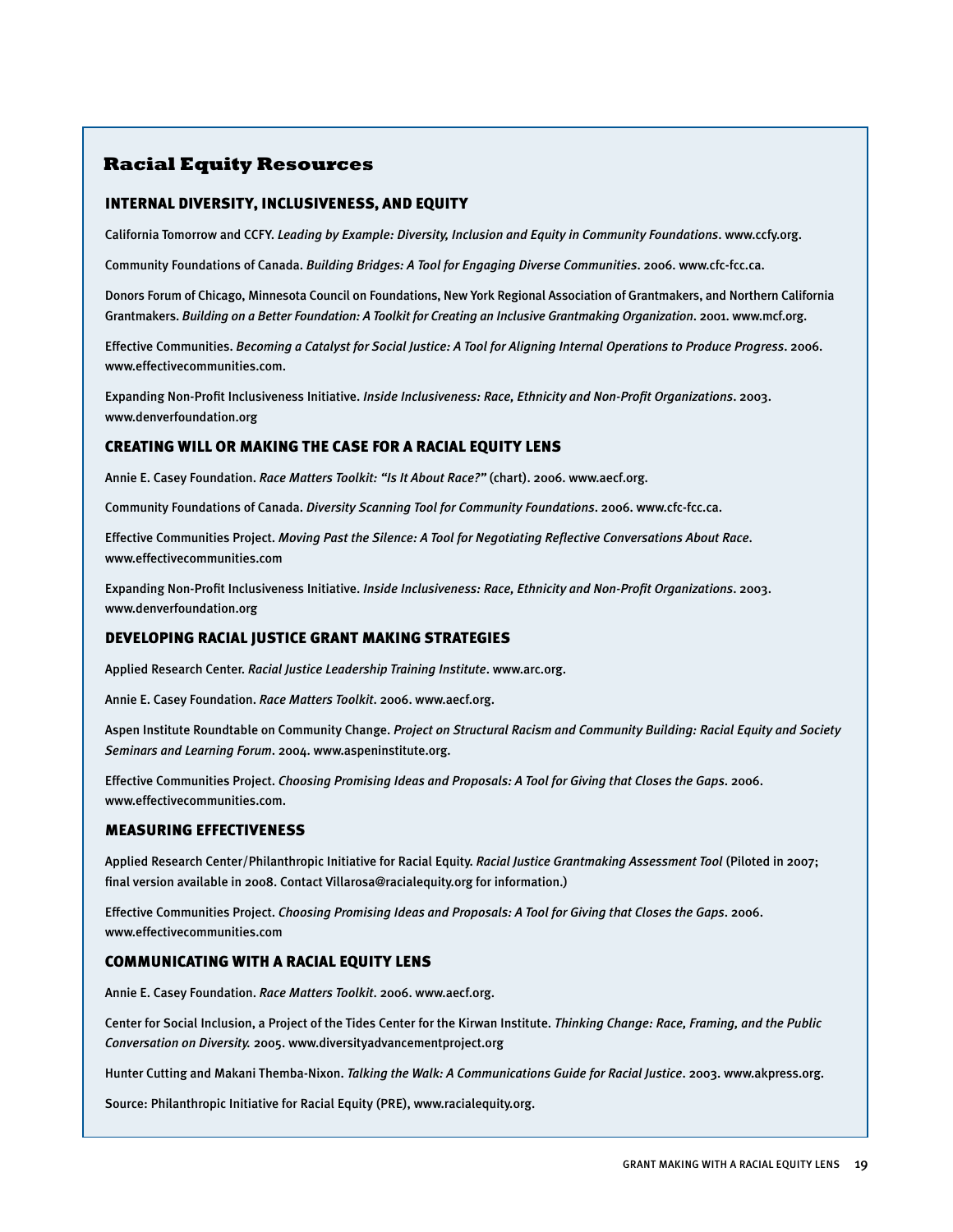## Racial Equity Resources

### INTERNAL DIVERSITY, INCLUSIVENESS, AND EQUITY

California Tomorrow and CCFY. *Leading by Example: Diversity, Inclusion and Equity in Community Foundations*. www.ccfy.org.

Community Foundations of Canada. *Building Bridges: A Tool for Engaging Diverse Communities*. 2006. www.cfc-fcc.ca.

Donors Forum of Chicago, Minnesota Council on Foundations, New York Regional Association of Grantmakers, and Northern California Grantmakers. *Building on a Better Foundation: A Toolkit for Creating an Inclusive Grantmaking Organization*. 2001. www.mcf.org.

Effective Communities. *Becoming a Catalyst for Social Justice: A Tool for Aligning Internal Operations to Produce Progress*. 2006. www.effectivecommunities.com.

Expanding Non-Profit Inclusiveness Initiative. *Inside Inclusiveness: Race, Ethnicity and Non-Profit Organizations*. 2003. www.denverfoundation.org

### CREATING WILL OR MAKING THE CASE FOR A RACIAL EQUITY LENS

Annie E. Casey Foundation. *Race Matters Toolkit: "Is It About Race?"* (chart). 2006. www.aecf.org.

Community Foundations of Canada. *Diversity Scanning Tool for Community Foundations*. 2006. www.cfc-fcc.ca.

Effective Communities Project. *Moving Past the Silence: A Tool for Negotiating Reflective Conversations About Race*. www.effectivecommunities.com

Expanding Non-Profit Inclusiveness Initiative. *Inside Inclusiveness: Race, Ethnicity and Non-Profit Organizations*. 2003. www.denverfoundation.org

### DEVELOPING RACIAL JUSTICE GRANT MAKING STRATEGIES

Applied Research Center. *Racial Justice Leadership Training Institute*. www.arc.org.

Annie E. Casey Foundation. *Race Matters Toolkit*. 2006. www.aecf.org.

Aspen Institute Roundtable on Community Change. *Project on Structural Racism and Community Building: Racial Equity and Society Seminars and Learning Forum*. 2004. www.aspeninstitute.org.

Effective Communities Project. *Choosing Promising Ideas and Proposals: A Tool for Giving that Closes the Gaps*. 2006. www.effectivecommunities.com.

### MEASURING EFFECTIVENESS

Applied Research Center/Philanthropic Initiative for Racial Equity. *Racial Justice Grantmaking Assessment Tool* (Piloted in 2007; final version available in 2008. Contact Villarosa@racialequity.org for information.)

Effective Communities Project. *Choosing Promising Ideas and Proposals: A Tool for Giving that Closes the Gaps*. 2006. www.effectivecommunities.com

### COMMUNICATING WITH A RACIAL EQUITY LENS

Annie E. Casey Foundation. *Race Matters Toolkit*. 2006. www.aecf.org.

Center for Social Inclusion, a Project of the Tides Center for the Kirwan Institute. *Thinking Change: Race, Framing, and the Public Conversation on Diversity.* 2005. www.diversityadvancementproject.org

Hunter Cutting and Makani Themba-Nixon. *Talking the Walk: A Communications Guide for Racial Justice*. 2003. www.akpress.org.

Source: Philanthropic Initiative for Racial Equity (PRE), www.racialequity.org.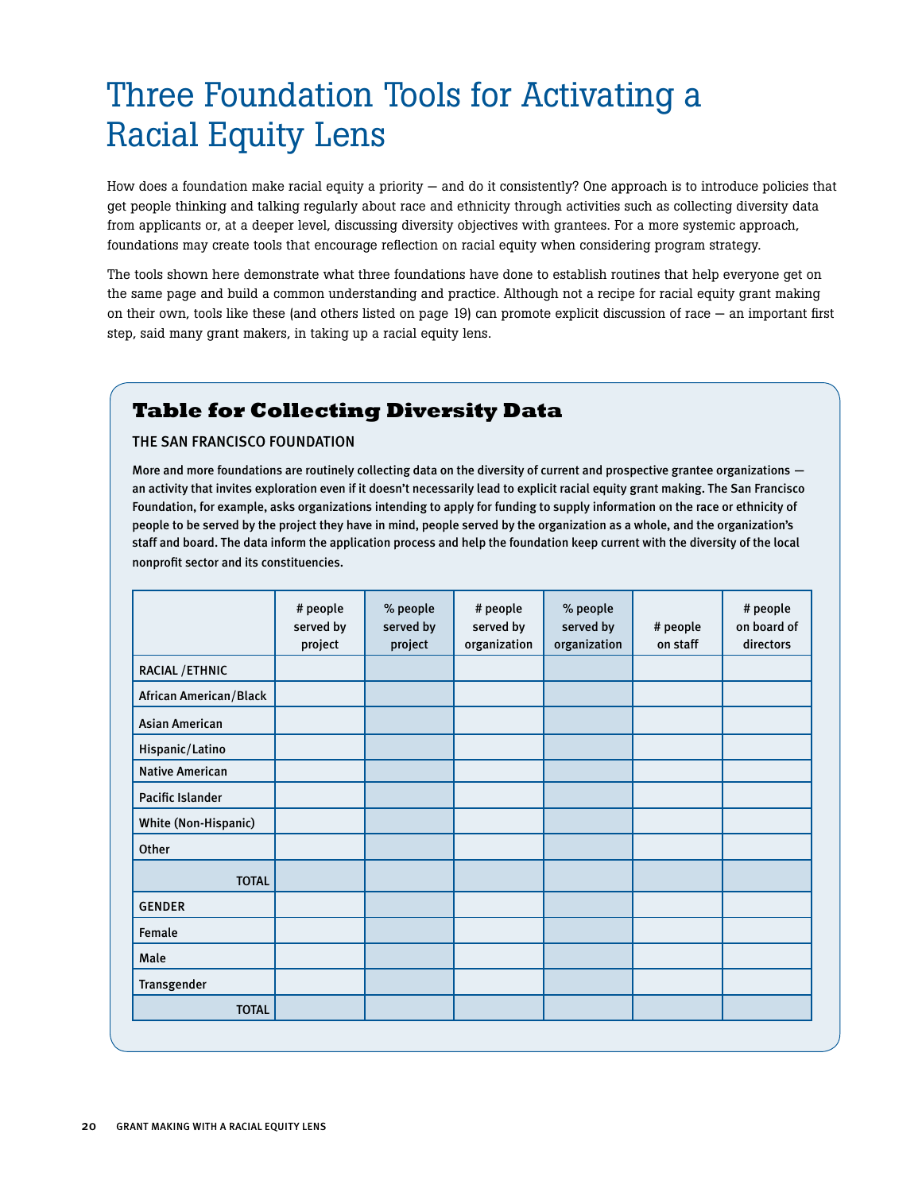# Three Foundation Tools for Activating a Racial Equity Lens

How does a foundation make racial equity a priority — and do it consistently? One approach is to introduce policies that get people thinking and talking regularly about race and ethnicity through activities such as collecting diversity data from applicants or, at a deeper level, discussing diversity objectives with grantees. For a more systemic approach, foundations may create tools that encourage reflection on racial equity when considering program strategy.

The tools shown here demonstrate what three foundations have done to establish routines that help everyone get on the same page and build a common understanding and practice. Although not a recipe for racial equity grant making on their own, tools like these (and others listed on page 19) can promote explicit discussion of race — an important first step, said many grant makers, in taking up a racial equity lens.

## Table for Collecting Diversity Data

### THE SAN FRANCISCO FOUNDATION

**More and more foundations are routinely collecting data on the diversity of current and prospective grantee organizations — an activity that invites exploration even if it doesn't necessarily lead to explicit racial equity grant making. The San Francisco Foundation, for example, asks organizations intending to apply for funding to supply information on the race or ethnicity of people to be served by the project they have in mind, people served by the organization as a whole, and the organization's staff and board. The data inform the application process and help the foundation keep current with the diversity of the local nonprofit sector and its constituencies.**

| | # people served by project | % people served by project | # people served by organization | % people served by organization | # people on staff | # people on board of directors |
|---|---|---|---|---|---|---|
| RACIAL /ETHNIC | | | | | | |
| African American/Black | | | | | | |
| Asian American | | | | | | |
| Hispanic/Latino | | | | | | |
| Native American | | | | | | |
| Pacific Islander | | | | | | |
| White (Non-Hispanic) | | | | | | |
| Other | | | | | | |
| TOTAL | | | | | | |
| GENDER | | | | | | |
| Female | | | | | | |
| Male | | | | | | |
| Transgender | | | | | | |
| TOTAL | | | | | | |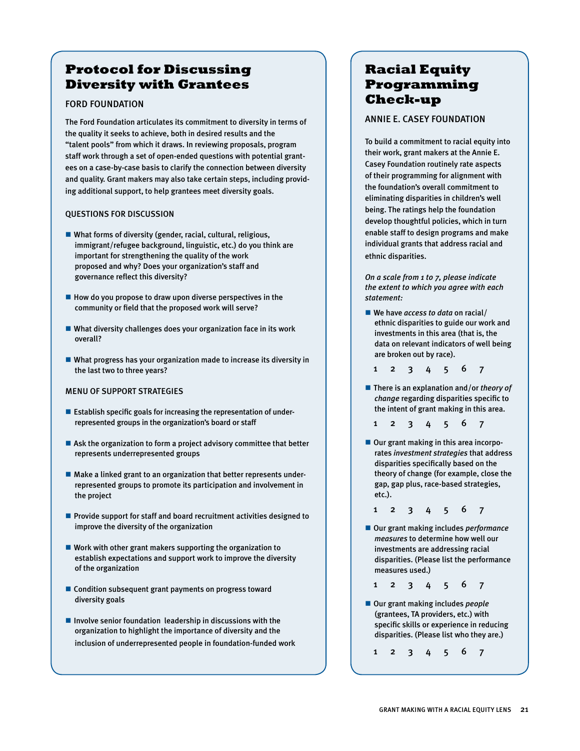## Protocol for Discussing Diversity with Grantees

### FORD FOUNDATION

The Ford Foundation articulates its commitment to diversity in terms of the quality it seeks to achieve, both in desired results and the "talent pools" from which it draws. In reviewing proposals, program staff work through a set of open-ended questions with potential grantees on a case-by-case basis to clarify the connection between diversity and quality. Grant makers may also take certain steps, including providing additional support, to help grantees meet diversity goals.

### QUESTIONS FOR DISCUSSION

- What forms of diversity (gender, racial, cultural, religious, immigrant/refugee background, linguistic, etc.) do you think are important for strengthening the quality of the work proposed and why? Does your organization's staff and governance reflect this diversity?
- How do you propose to draw upon diverse perspectives in the community or field that the proposed work will serve?
- What diversity challenges does your organization face in its work overall?
- What progress has your organization made to increase its diversity in the last two to three years?

### MENU OF SUPPORT STRATEGIES

- Establish specific goals for increasing the representation of underrepresented groups in the organization's board or staff
- Ask the organization to form a project advisory committee that better represents underrepresented groups
- Make a linked grant to an organization that better represents underrepresented groups to promote its participation and involvement in the project
- Provide support for staff and board recruitment activities designed to improve the diversity of the organization
- Work with other grant makers supporting the organization to establish expectations and support work to improve the diversity of the organization
- Condition subsequent grant payments on progress toward diversity goals
- Involve senior foundation leadership in discussions with the organization to highlight the importance of diversity and the inclusion of underrepresented people in foundation-funded work

## Racial Equity Programming Check-up

### ANNIE E. CASEY FOUNDATION

To build a commitment to racial equity into their work, grant makers at the Annie E. Casey Foundation routinely rate aspects of their programming for alignment with the foundation's overall commitment to eliminating disparities in children's well being. The ratings help the foundation develop thoughtful policies, which in turn enable staff to design programs and make individual grants that address racial and ethnic disparities.

*On a scale from 1 to 7, please indicate the extent to which you agree with each statement:*

- We have *access to data* on racial/ethnic disparities to guide our work and investments in this area (that is, the data on relevant indicators of well being are broken out by race).

  1 2 3 4 5 6 7

- There is an explanation and/or *theory of change* regarding disparities specific to the intent of grant making in this area.

  1 2 3 4 5 6 7

- Our grant making in this area incorporates *investment strategies* that address disparities specifically based on the theory of change (for example, close the gap, gap plus, race-based strategies, etc.).

  1 2 3 4 5 6 7

- Our grant making includes *performance measures* to determine how well our investments are addressing racial disparities. (Please list the performance measures used.)

  1 2 3 4 5 6 7

- Our grant making includes *people* (grantees, TA providers, etc.) with specific skills or experience in reducing disparities. (Please list who they are.)

  1 2 3 4 5 6 7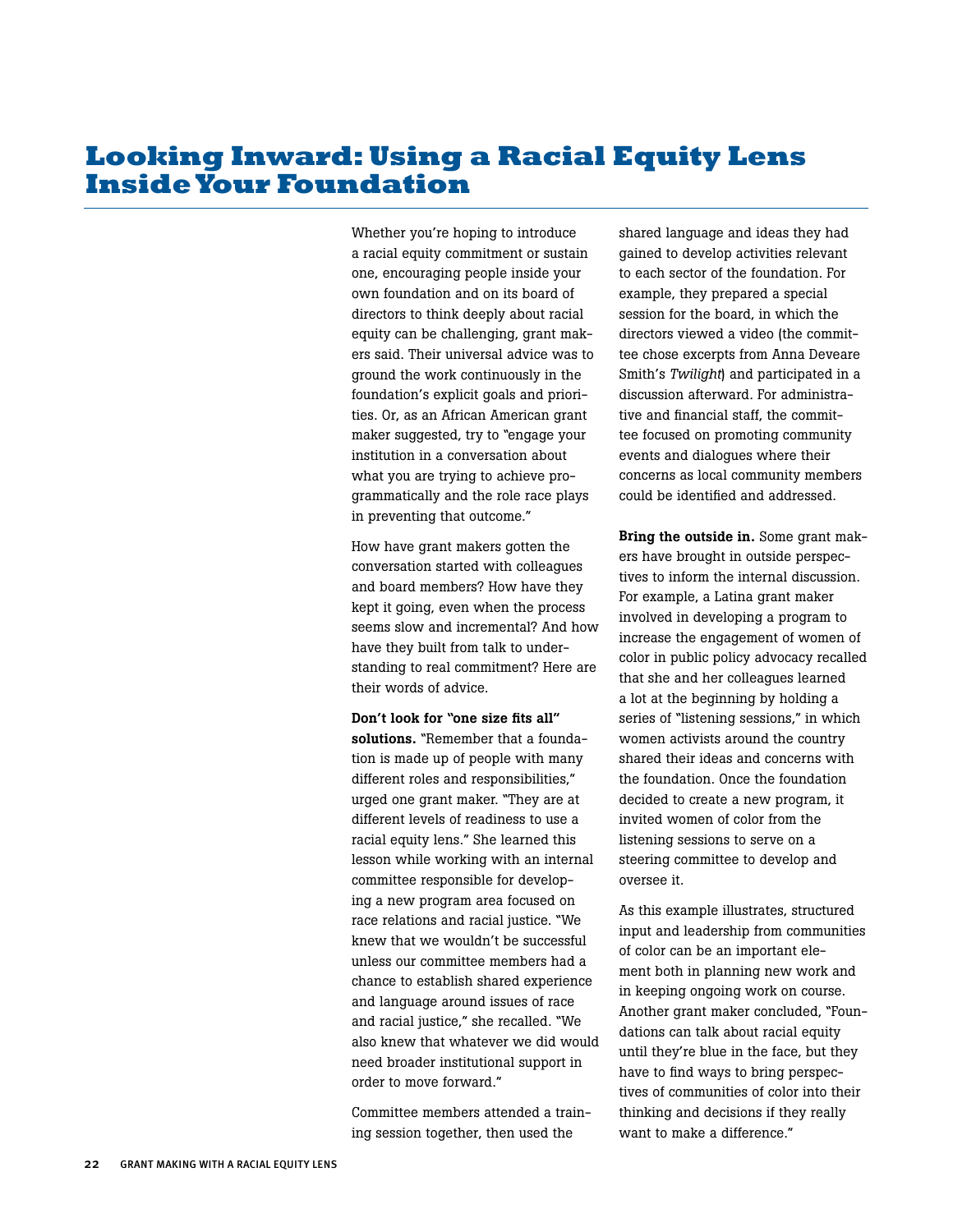# Looking Inward: Using a Racial Equity Lens Inside Your Foundation

Whether you're hoping to introduce a racial equity commitment or sustain one, encouraging people inside your own foundation and on its board of directors to think deeply about racial equity can be challenging, grant makers said. Their universal advice was to ground the work continuously in the foundation's explicit goals and priorities. Or, as an African American grant maker suggested, try to "engage your institution in a conversation about what you are trying to achieve programmatically and the role race plays in preventing that outcome."

How have grant makers gotten the conversation started with colleagues and board members? How have they kept it going, even when the process seems slow and incremental? And how have they built from talk to understanding to real commitment? Here are their words of advice.

**Don't look for "one size fits all" solutions.** "Remember that a foundation is made up of people with many different roles and responsibilities," urged one grant maker. "They are at different levels of readiness to use a racial equity lens." She learned this lesson while working with an internal committee responsible for developing a new program area focused on race relations and racial justice. "We knew that we wouldn't be successful unless our committee members had a chance to establish shared experience and language around issues of race and racial justice," she recalled. "We also knew that whatever we did would need broader institutional support in order to move forward."

Committee members attended a training session together, then used the shared language and ideas they had gained to develop activities relevant to each sector of the foundation. For example, they prepared a special session for the board, in which the directors viewed a video (the committee chose excerpts from Anna Deveare Smith's *Twilight*) and participated in a discussion afterward. For administrative and financial staff, the committee focused on promoting community events and dialogues where their concerns as local community members could be identified and addressed.

**Bring the outside in.** Some grant makers have brought in outside perspectives to inform the internal discussion. For example, a Latina grant maker involved in developing a program to increase the engagement of women of color in public policy advocacy recalled that she and her colleagues learned a lot at the beginning by holding a series of "listening sessions," in which women activists around the country shared their ideas and concerns with the foundation. Once the foundation decided to create a new program, it invited women of color from the listening sessions to serve on a steering committee to develop and oversee it.

As this example illustrates, structured input and leadership from communities of color can be an important element both in planning new work and in keeping ongoing work on course. Another grant maker concluded, "Foundations can talk about racial equity until they're blue in the face, but they have to find ways to bring perspectives of communities of color into their thinking and decisions if they really want to make a difference."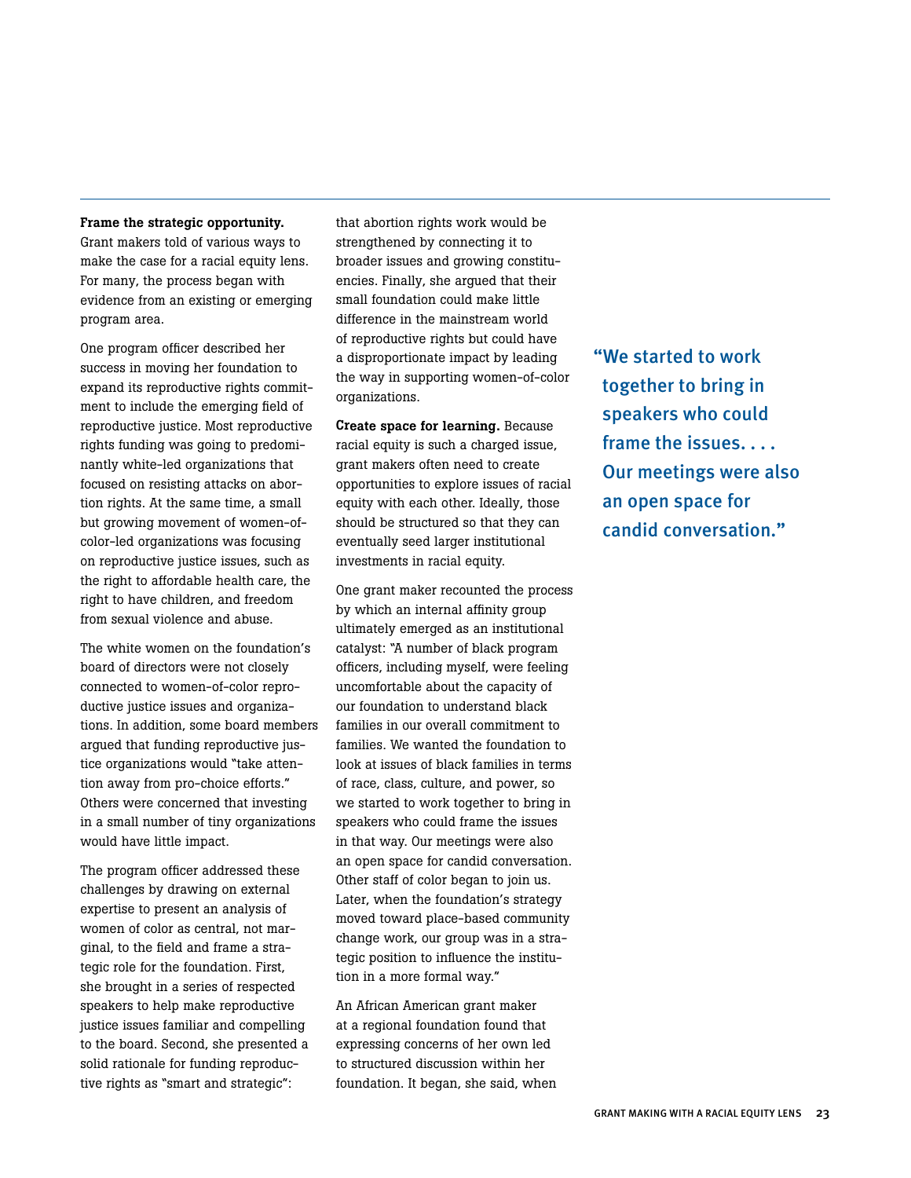**Frame the strategic opportunity.** Grant makers told of various ways to make the case for a racial equity lens. For many, the process began with evidence from an existing or emerging program area.

One program officer described her success in moving her foundation to expand its reproductive rights commitment to include the emerging field of reproductive justice. Most reproductive rights funding was going to predominantly white-led organizations that focused on resisting attacks on abortion rights. At the same time, a small but growing movement of women-of-color-led organizations was focusing on reproductive justice issues, such as the right to affordable health care, the right to have children, and freedom from sexual violence and abuse.

The white women on the foundation's board of directors were not closely connected to women-of-color reproductive justice issues and organizations. In addition, some board members argued that funding reproductive justice organizations would "take attention away from pro-choice efforts." Others were concerned that investing in a small number of tiny organizations would have little impact.

The program officer addressed these challenges by drawing on external expertise to present an analysis of women of color as central, not marginal, to the field and frame a strategic role for the foundation. First, she brought in a series of respected speakers to help make reproductive justice issues familiar and compelling to the board. Second, she presented a solid rationale for funding reproductive rights as "smart and strategic": that abortion rights work would be strengthened by connecting it to broader issues and growing constituencies. Finally, she argued that their small foundation could make little difference in the mainstream world of reproductive rights but could have a disproportionate impact by leading the way in supporting women-of-color organizations.

**Create space for learning.** Because racial equity is such a charged issue, grant makers often need to create opportunities to explore issues of racial equity with each other. Ideally, those should be structured so that they can eventually seed larger institutional investments in racial equity.

One grant maker recounted the process by which an internal affinity group ultimately emerged as an institutional catalyst: "A number of black program officers, including myself, were feeling uncomfortable about the capacity of our foundation to understand black families in our overall commitment to families. We wanted the foundation to look at issues of black families in terms of race, class, culture, and power, so we started to work together to bring in speakers who could frame the issues in that way. Our meetings were also an open space for candid conversation. Other staff of color began to join us. Later, when the foundation's strategy moved toward place-based community change work, our group was in a strategic position to influence the institution in a more formal way."

An African American grant maker at a regional foundation found that expressing concerns of her own led to structured discussion within her foundation. It began, she said, when

> "We started to work together to bring in speakers who could frame the issues. . . . Our meetings were also an open space for candid conversation."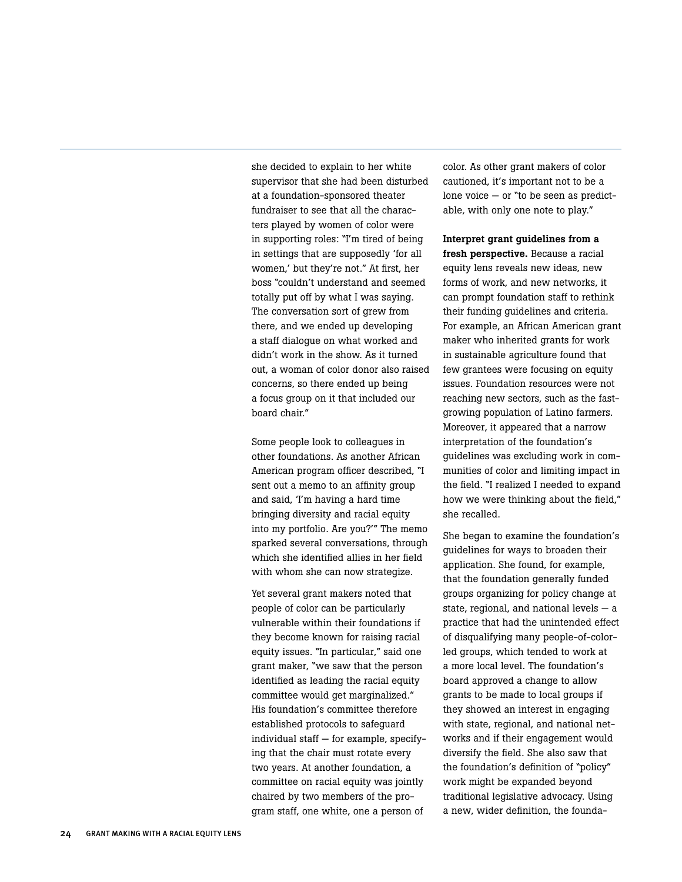she decided to explain to her white supervisor that she had been disturbed at a foundation-sponsored theater fundraiser to see that all the characters played by women of color were in supporting roles: "I'm tired of being in settings that are supposedly 'for all women,' but they're not." At first, her boss "couldn't understand and seemed totally put off by what I was saying. The conversation sort of grew from there, and we ended up developing a staff dialogue on what worked and didn't work in the show. As it turned out, a woman of color donor also raised concerns, so there ended up being a focus group on it that included our board chair."

Some people look to colleagues in other foundations. As another African American program officer described, "I sent out a memo to an affinity group and said, 'I'm having a hard time bringing diversity and racial equity into my portfolio. Are you?'" The memo sparked several conversations, through which she identified allies in her field with whom she can now strategize.

Yet several grant makers noted that people of color can be particularly vulnerable within their foundations if they become known for raising racial equity issues. "In particular," said one grant maker, "we saw that the person identified as leading the racial equity committee would get marginalized." His foundation's committee therefore established protocols to safeguard individual staff — for example, specifying that the chair must rotate every two years. At another foundation, a committee on racial equity was jointly chaired by two members of the program staff, one white, one a person of color. As other grant makers of color cautioned, it's important not to be a lone voice — or "to be seen as predictable, with only one note to play."

**Interpret grant guidelines from a fresh perspective.** Because a racial equity lens reveals new ideas, new forms of work, and new networks, it can prompt foundation staff to rethink their funding guidelines and criteria. For example, an African American grant maker who inherited grants for work in sustainable agriculture found that few grantees were focusing on equity issues. Foundation resources were not reaching new sectors, such as the fast-growing population of Latino farmers. Moreover, it appeared that a narrow interpretation of the foundation's guidelines was excluding work in communities of color and limiting impact in the field. "I realized I needed to expand how we were thinking about the field," she recalled.

She began to examine the foundation's guidelines for ways to broaden their application. She found, for example, that the foundation generally funded groups organizing for policy change at state, regional, and national levels — a practice that had the unintended effect of disqualifying many people-of-color-led groups, which tended to work at a more local level. The foundation's board approved a change to allow grants to be made to local groups if they showed an interest in engaging with state, regional, and national networks and if their engagement would diversify the field. She also saw that the foundation's definition of "policy" work might be expanded beyond traditional legislative advocacy. Using a new, wider definition, the founda-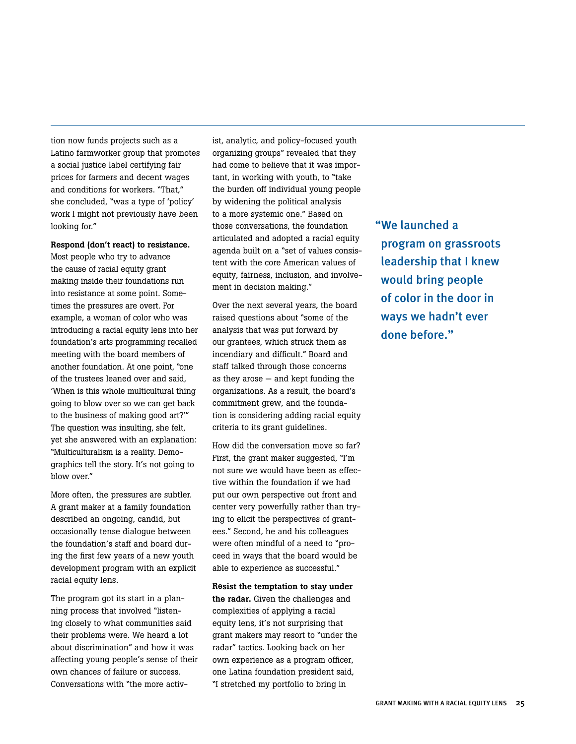tion now funds projects such as a Latino farmworker group that promotes a social justice label certifying fair prices for farmers and decent wages and conditions for workers. "That," she concluded, "was a type of 'policy' work I might not previously have been looking for."

**Respond (don't react) to resistance.** Most people who try to advance the cause of racial equity grant making inside their foundations run into resistance at some point. Sometimes the pressures are overt. For example, a woman of color who was introducing a racial equity lens into her foundation's arts programming recalled meeting with the board members of another foundation. At one point, "one of the trustees leaned over and said, 'When is this whole multicultural thing going to blow over so we can get back to the business of making good art?'" The question was insulting, she felt, yet she answered with an explanation: "Multiculturalism is a reality. Demographics tell the story. It's not going to blow over."

More often, the pressures are subtler. A grant maker at a family foundation described an ongoing, candid, but occasionally tense dialogue between the foundation's staff and board during the first few years of a new youth development program with an explicit racial equity lens.

The program got its start in a planning process that involved "listening closely to what communities said their problems were. We heard a lot about discrimination" and how it was affecting young people's sense of their own chances of failure or success. Conversations with "the more activist, analytic, and policy-focused youth organizing groups" revealed that they had come to believe that it was important, in working with youth, to "take the burden off individual young people by widening the political analysis to a more systemic one." Based on those conversations, the foundation articulated and adopted a racial equity agenda built on a "set of values consistent with the core American values of equity, fairness, inclusion, and involvement in decision making."

Over the next several years, the board raised questions about "some of the analysis that was put forward by our grantees, which struck them as incendiary and difficult." Board and staff talked through those concerns as they arose — and kept funding the organizations. As a result, the board's commitment grew, and the foundation is considering adding racial equity criteria to its grant guidelines.

How did the conversation move so far? First, the grant maker suggested, "I'm not sure we would have been as effective within the foundation if we had put our own perspective out front and center very powerfully rather than trying to elicit the perspectives of grantees." Second, he and his colleagues were often mindful of a need to "proceed in ways that the board would be able to experience as successful."

**Resist the temptation to stay under the radar.** Given the challenges and complexities of applying a racial equity lens, it's not surprising that grant makers may resort to "under the radar" tactics. Looking back on her own experience as a program officer, one Latina foundation president said, "I stretched my portfolio to bring in

"We launched a program on grassroots leadership that I knew would bring people of color in the door in ways we hadn't ever done before."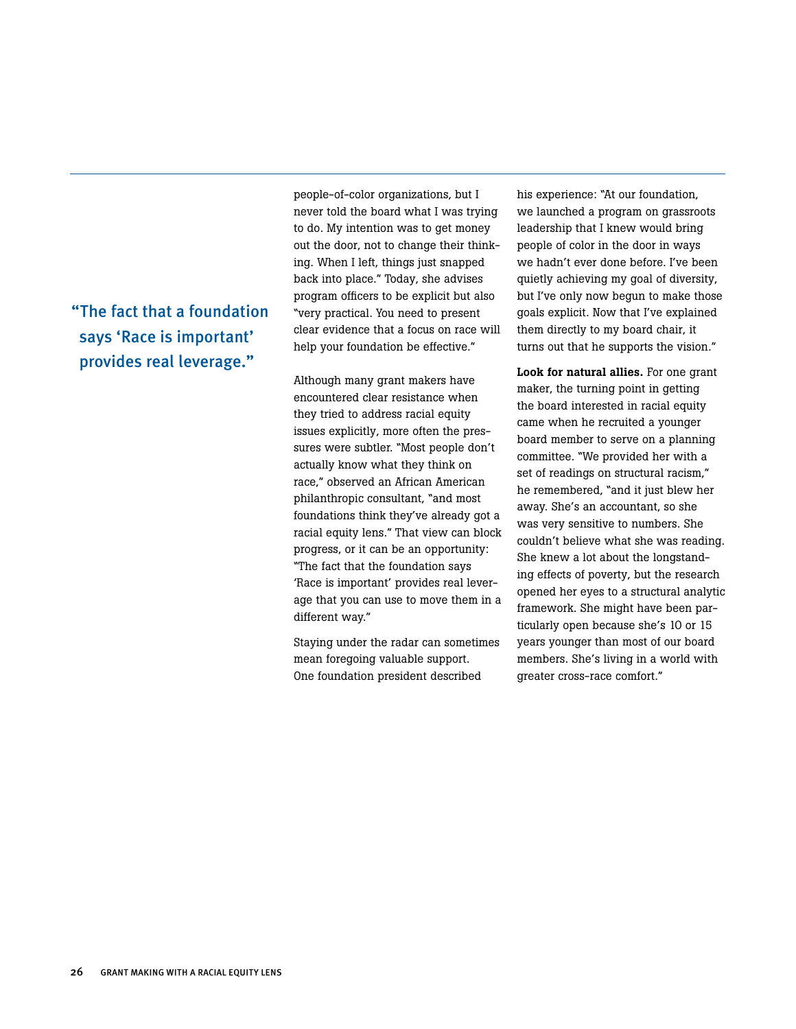> "The fact that a foundation says 'Race is important' provides real leverage."

people-of-color organizations, but I never told the board what I was trying to do. My intention was to get money out the door, not to change their thinking. When I left, things just snapped back into place." Today, she advises program officers to be explicit but also "very practical. You need to present clear evidence that a focus on race will help your foundation be effective."

Although many grant makers have encountered clear resistance when they tried to address racial equity issues explicitly, more often the pressures were subtler. "Most people don't actually know what they think on race," observed an African American philanthropic consultant, "and most foundations think they've already got a racial equity lens." That view can block progress, or it can be an opportunity: "The fact that the foundation says 'Race is important' provides real leverage that you can use to move them in a different way."

Staying under the radar can sometimes mean foregoing valuable support. One foundation president described his experience: "At our foundation, we launched a program on grassroots leadership that I knew would bring people of color in the door in ways we hadn't ever done before. I've been quietly achieving my goal of diversity, but I've only now begun to make those goals explicit. Now that I've explained them directly to my board chair, it turns out that he supports the vision."

**Look for natural allies.** For one grant maker, the turning point in getting the board interested in racial equity came when he recruited a younger board member to serve on a planning committee. "We provided her with a set of readings on structural racism," he remembered, "and it just blew her away. She's an accountant, so she was very sensitive to numbers. She couldn't believe what she was reading. She knew a lot about the longstanding effects of poverty, but the research opened her eyes to a structural analytic framework. She might have been particularly open because she's 10 or 15 years younger than most of our board members. She's living in a world with greater cross-race comfort."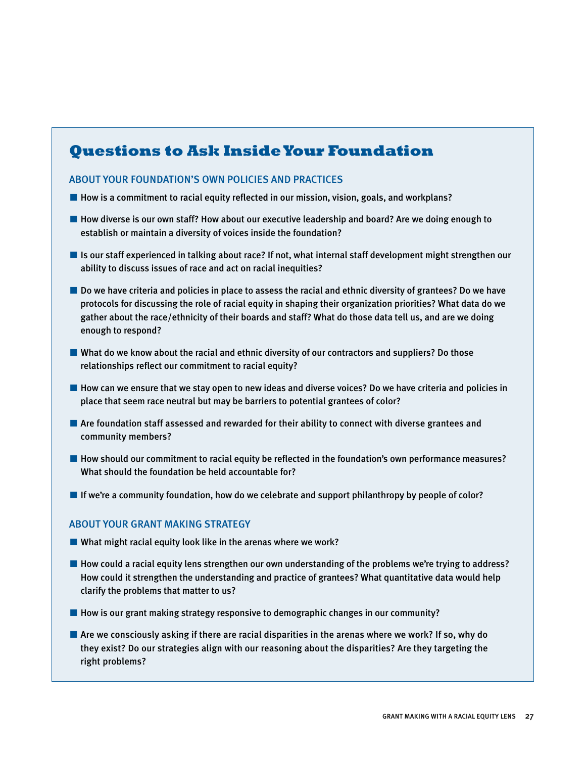## Questions to Ask Inside Your Foundation

### ABOUT YOUR FOUNDATION'S OWN POLICIES AND PRACTICES

- How is a commitment to racial equity reflected in our mission, vision, goals, and workplans?
- How diverse is our own staff? How about our executive leadership and board? Are we doing enough to establish or maintain a diversity of voices inside the foundation?
- Is our staff experienced in talking about race? If not, what internal staff development might strengthen our ability to discuss issues of race and act on racial inequities?
- Do we have criteria and policies in place to assess the racial and ethnic diversity of grantees? Do we have protocols for discussing the role of racial equity in shaping their organization priorities? What data do we gather about the race/ethnicity of their boards and staff? What do those data tell us, and are we doing enough to respond?
- What do we know about the racial and ethnic diversity of our contractors and suppliers? Do those relationships reflect our commitment to racial equity?
- How can we ensure that we stay open to new ideas and diverse voices? Do we have criteria and policies in place that seem race neutral but may be barriers to potential grantees of color?
- Are foundation staff assessed and rewarded for their ability to connect with diverse grantees and community members?
- How should our commitment to racial equity be reflected in the foundation's own performance measures? What should the foundation be held accountable for?
- If we're a community foundation, how do we celebrate and support philanthropy by people of color?

### ABOUT YOUR GRANT MAKING STRATEGY

- What might racial equity look like in the arenas where we work?
- How could a racial equity lens strengthen our own understanding of the problems we're trying to address? How could it strengthen the understanding and practice of grantees? What quantitative data would help clarify the problems that matter to us?
- How is our grant making strategy responsive to demographic changes in our community?
- Are we consciously asking if there are racial disparities in the arenas where we work? If so, why do they exist? Do our strategies align with our reasoning about the disparities? Are they targeting the right problems?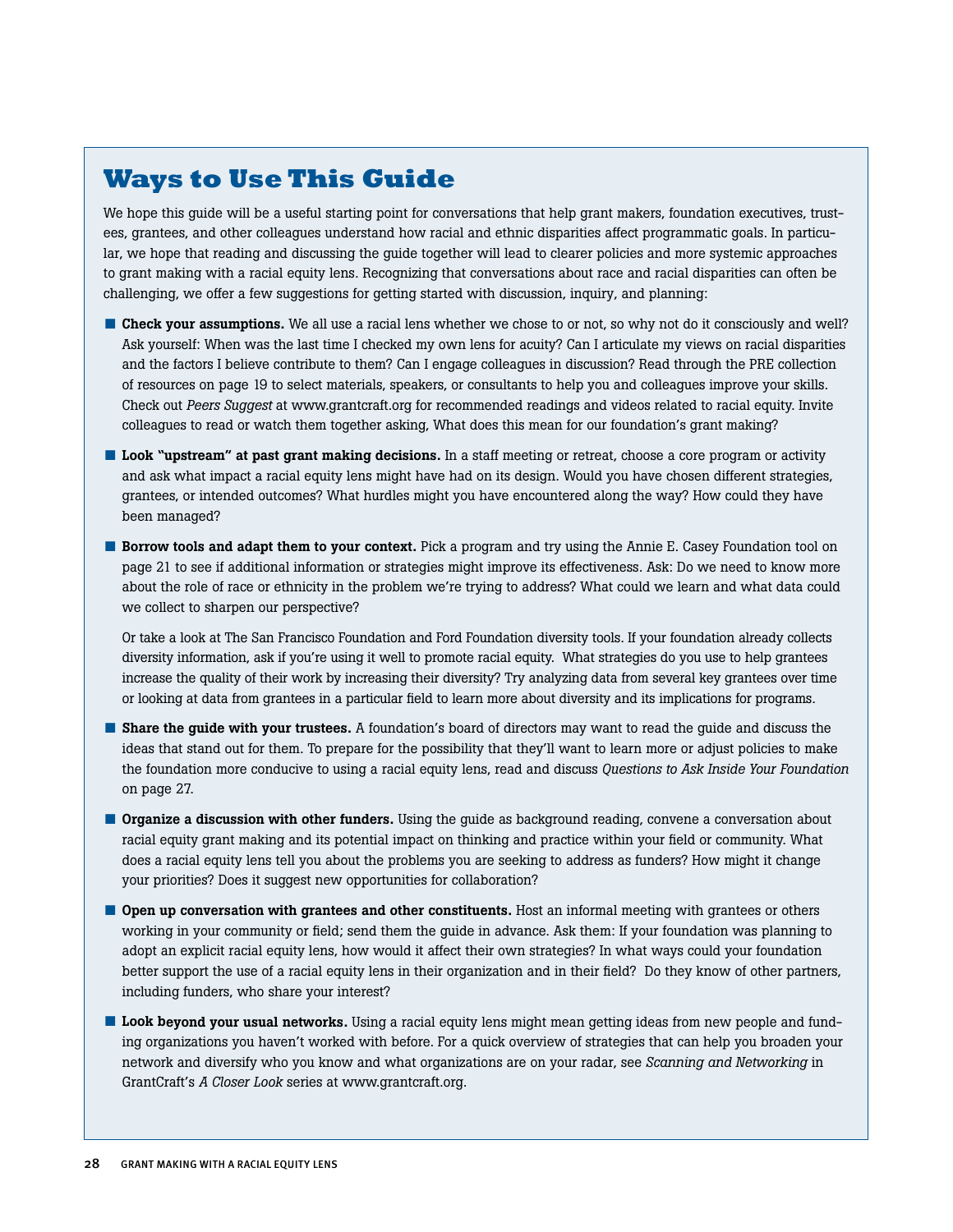## Ways to Use This Guide

We hope this guide will be a useful starting point for conversations that help grant makers, foundation executives, trustees, grantees, and other colleagues understand how racial and ethnic disparities affect programmatic goals. In particular, we hope that reading and discussing the guide together will lead to clearer policies and more systemic approaches to grant making with a racial equity lens. Recognizing that conversations about race and racial disparities can often be challenging, we offer a few suggestions for getting started with discussion, inquiry, and planning:

- **Check your assumptions.** We all use a racial lens whether we chose to or not, so why not do it consciously and well? Ask yourself: When was the last time I checked my own lens for acuity? Can I articulate my views on racial disparities and the factors I believe contribute to them? Can I engage colleagues in discussion? Read through the PRE collection of resources on page 19 to select materials, speakers, or consultants to help you and colleagues improve your skills. Check out *Peers Suggest* at www.grantcraft.org for recommended readings and videos related to racial equity. Invite colleagues to read or watch them together asking, What does this mean for our foundation's grant making?

- **Look "upstream" at past grant making decisions.** In a staff meeting or retreat, choose a core program or activity and ask what impact a racial equity lens might have had on its design. Would you have chosen different strategies, grantees, or intended outcomes? What hurdles might you have encountered along the way? How could they have been managed?

- **Borrow tools and adapt them to your context.** Pick a program and try using the Annie E. Casey Foundation tool on page 21 to see if additional information or strategies might improve its effectiveness. Ask: Do we need to know more about the role of race or ethnicity in the problem we're trying to address? What could we learn and what data could we collect to sharpen our perspective?

  Or take a look at The San Francisco Foundation and Ford Foundation diversity tools. If your foundation already collects diversity information, ask if you're using it well to promote racial equity. What strategies do you use to help grantees increase the quality of their work by increasing their diversity? Try analyzing data from several key grantees over time or looking at data from grantees in a particular field to learn more about diversity and its implications for programs.

- **Share the guide with your trustees.** A foundation's board of directors may want to read the guide and discuss the ideas that stand out for them. To prepare for the possibility that they'll want to learn more or adjust policies to make the foundation more conducive to using a racial equity lens, read and discuss *Questions to Ask Inside Your Foundation* on page 27.

- **Organize a discussion with other funders.** Using the guide as background reading, convene a conversation about racial equity grant making and its potential impact on thinking and practice within your field or community. What does a racial equity lens tell you about the problems you are seeking to address as funders? How might it change your priorities? Does it suggest new opportunities for collaboration?

- **Open up conversation with grantees and other constituents.** Host an informal meeting with grantees or others working in your community or field; send them the guide in advance. Ask them: If your foundation was planning to adopt an explicit racial equity lens, how would it affect their own strategies? In what ways could your foundation better support the use of a racial equity lens in their organization and in their field? Do they know of other partners, including funders, who share your interest?

- **Look beyond your usual networks.** Using a racial equity lens might mean getting ideas from new people and funding organizations you haven't worked with before. For a quick overview of strategies that can help you broaden your network and diversify who you know and what organizations are on your radar, see *Scanning and Networking* in GrantCraft's *A Closer Look* series at www.grantcraft.org.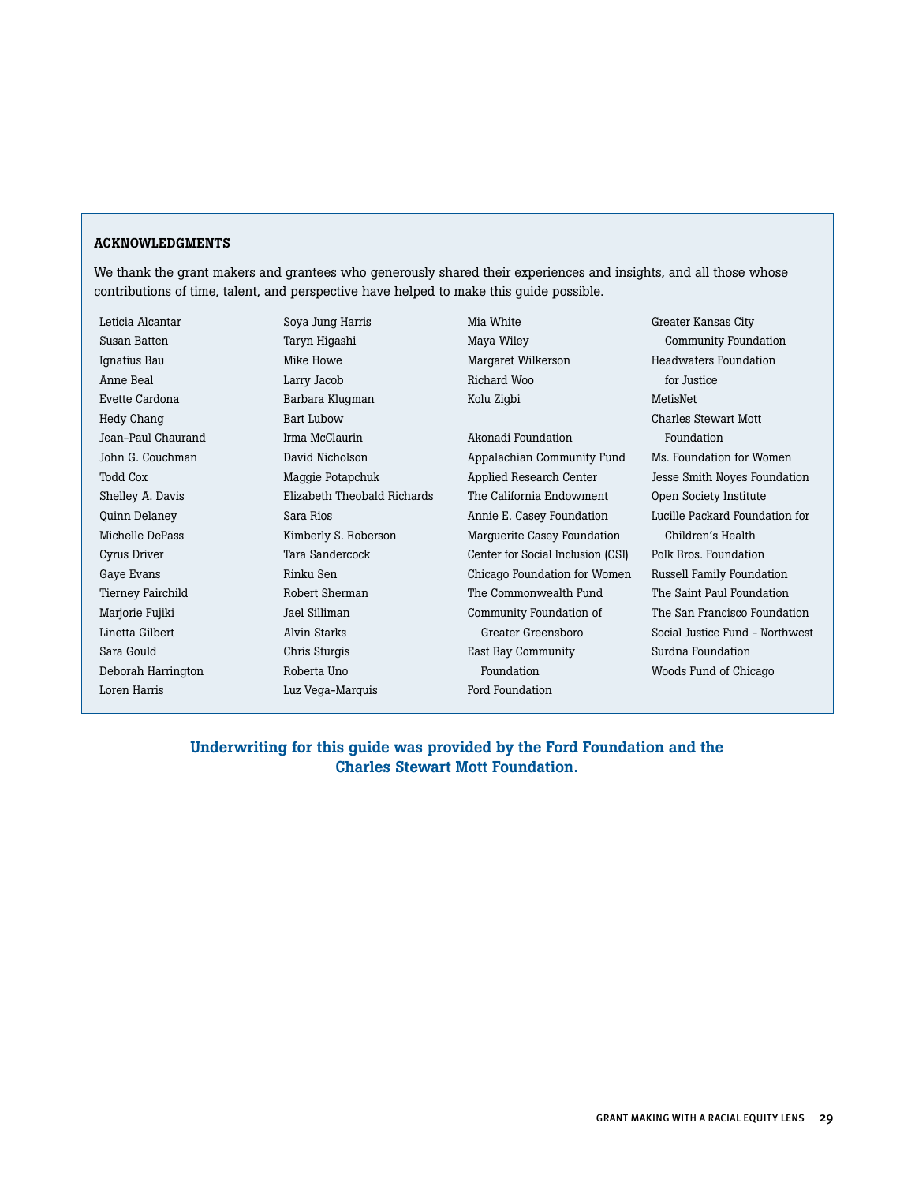## ACKNOWLEDGMENTS

We thank the grant makers and grantees who generously shared their experiences and insights, and all those whose contributions of time, talent, and perspective have helped to make this guide possible.

Leticia Alcantar
Susan Batten
Ignatius Bau
Anne Beal
Evette Cardona
Hedy Chang
Jean-Paul Chaurand
John G. Couchman
Todd Cox
Shelley A. Davis
Quinn Delaney
Michelle DePass
Cyrus Driver
Gaye Evans
Tierney Fairchild
Marjorie Fujiki
Linetta Gilbert
Sara Gould
Deborah Harrington
Loren Harris
Soya Jung Harris
Taryn Higashi
Mike Howe
Larry Jacob
Barbara Klugman
Bart Lubow
Irma McClaurin
David Nicholson
Maggie Potapchuk
Elizabeth Theobald Richards
Sara Rios
Kimberly S. Roberson
Tara Sandercock
Rinku Sen
Robert Sherman
Jael Silliman
Alvin Starks
Chris Sturgis
Roberta Uno
Luz Vega-Marquis
Mia White
Maya Wiley
Margaret Wilkerson
Richard Woo
Kolu Zigbi

Akonadi Foundation
Appalachian Community Fund
Applied Research Center
The California Endowment
Annie E. Casey Foundation
Marguerite Casey Foundation
Center for Social Inclusion (CSI)
Chicago Foundation for Women
The Commonwealth Fund
Community Foundation of Greater Greensboro
East Bay Community Foundation
Ford Foundation
Greater Kansas City Community Foundation
Headwaters Foundation for Justice
MetisNet
Charles Stewart Mott Foundation
Ms. Foundation for Women
Jesse Smith Noyes Foundation
Open Society Institute
Lucille Packard Foundation for Children's Health
Polk Bros. Foundation
Russell Family Foundation
The Saint Paul Foundation
The San Francisco Foundation
Social Justice Fund - Northwest
Surdna Foundation
Woods Fund of Chicago

**Underwriting for this guide was provided by the Ford Foundation and the Charles Stewart Mott Foundation.**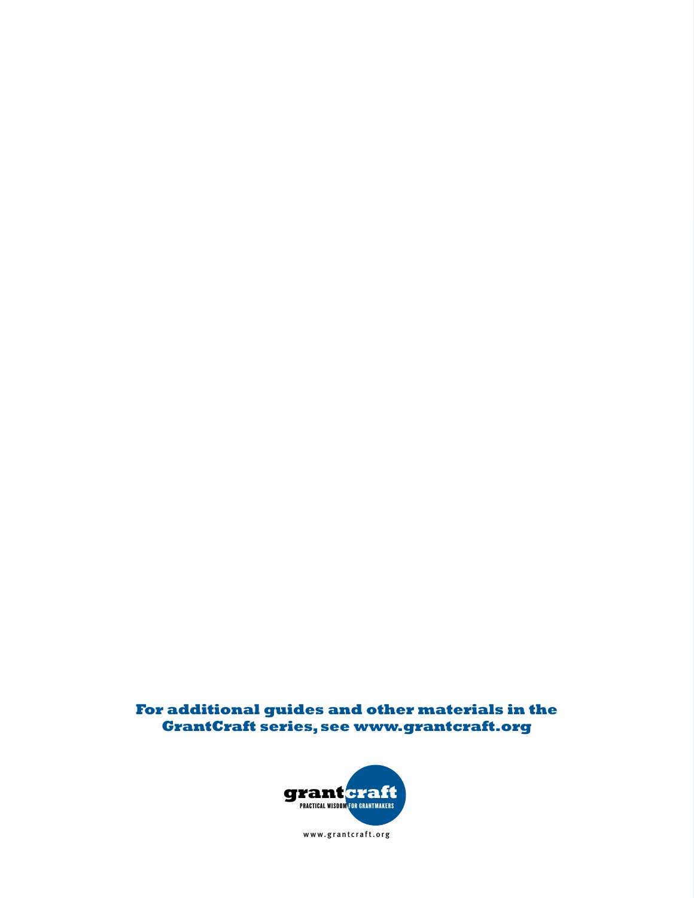**For additional guides and other materials in the GrantCraft series, see www.grantcraft.org**

grantcraft
PRACTICAL WISDOM FOR GRANTMAKERS

www.grantcraft.org